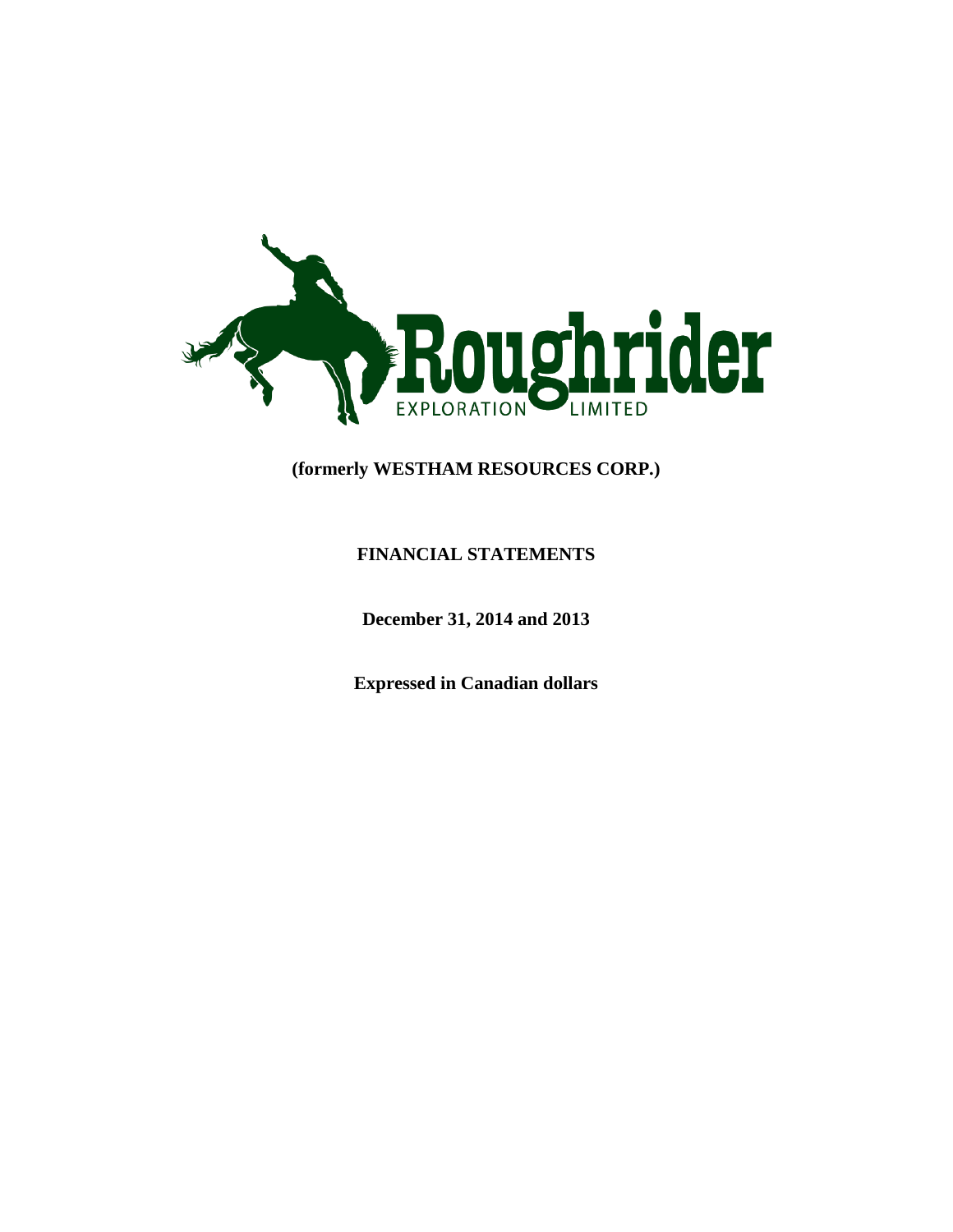Roughrider

EXPLORATION LIMITED

**(formerly WESTHAM RESOURCES CORP.)**

**FINANCIAL STATEMENTS**

**December 31, 2014 and 2013**

**Expressed in Canadian dollars**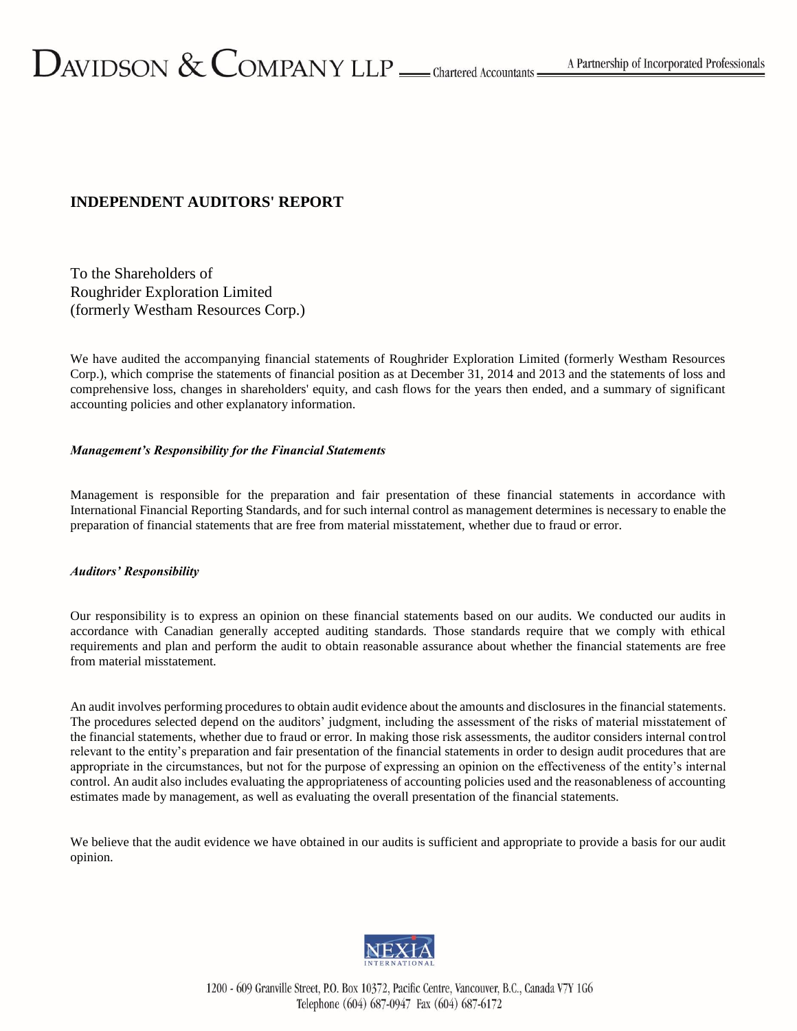DAVIDSON & COMPANY LLP — Chartered Accountants — A Partnership of Incorporated Professionals

## INDEPENDENT AUDITORS' REPORT

To the Shareholders of
Roughrider Exploration Limited
(formerly Westham Resources Corp.)

We have audited the accompanying financial statements of Roughrider Exploration Limited (formerly Westham Resources Corp.), which comprise the statements of financial position as at December 31, 2014 and 2013 and the statements of loss and comprehensive loss, changes in shareholders' equity, and cash flows for the years then ended, and a summary of significant accounting policies and other explanatory information.

### *Management's Responsibility for the Financial Statements*

Management is responsible for the preparation and fair presentation of these financial statements in accordance with International Financial Reporting Standards, and for such internal control as management determines is necessary to enable the preparation of financial statements that are free from material misstatement, whether due to fraud or error.

### *Auditors' Responsibility*

Our responsibility is to express an opinion on these financial statements based on our audits. We conducted our audits in accordance with Canadian generally accepted auditing standards. Those standards require that we comply with ethical requirements and plan and perform the audit to obtain reasonable assurance about whether the financial statements are free from material misstatement.

An audit involves performing procedures to obtain audit evidence about the amounts and disclosures in the financial statements. The procedures selected depend on the auditors' judgment, including the assessment of the risks of material misstatement of the financial statements, whether due to fraud or error. In making those risk assessments, the auditor considers internal control relevant to the entity's preparation and fair presentation of the financial statements in order to design audit procedures that are appropriate in the circumstances, but not for the purpose of expressing an opinion on the effectiveness of the entity's internal control. An audit also includes evaluating the appropriateness of accounting policies used and the reasonableness of accounting estimates made by management, as well as evaluating the overall presentation of the financial statements.

We believe that the audit evidence we have obtained in our audits is sufficient and appropriate to provide a basis for our audit opinion.

NEXIA INTERNATIONAL

1200 - 609 Granville Street, P.O. Box 10372, Pacific Centre, Vancouver, B.C., Canada V7Y 1G6
Telephone (604) 687-0947 Fax (604) 687-6172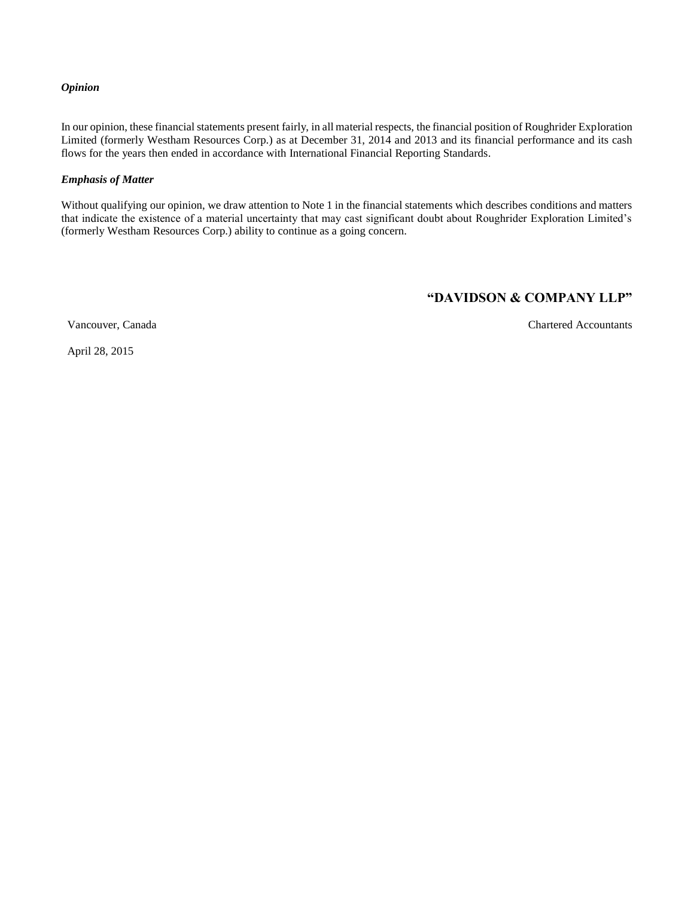***Opinion***

In our opinion, these financial statements present fairly, in all material respects, the financial position of Roughrider Exploration Limited (formerly Westham Resources Corp.) as at December 31, 2014 and 2013 and its financial performance and its cash flows for the years then ended in accordance with International Financial Reporting Standards.

***Emphasis of Matter***

Without qualifying our opinion, we draw attention to Note 1 in the financial statements which describes conditions and matters that indicate the existence of a material uncertainty that may cast significant doubt about Roughrider Exploration Limited's (formerly Westham Resources Corp.) ability to continue as a going concern.

**"DAVIDSON & COMPANY LLP"**

Vancouver, Canada

Chartered Accountants

April 28, 2015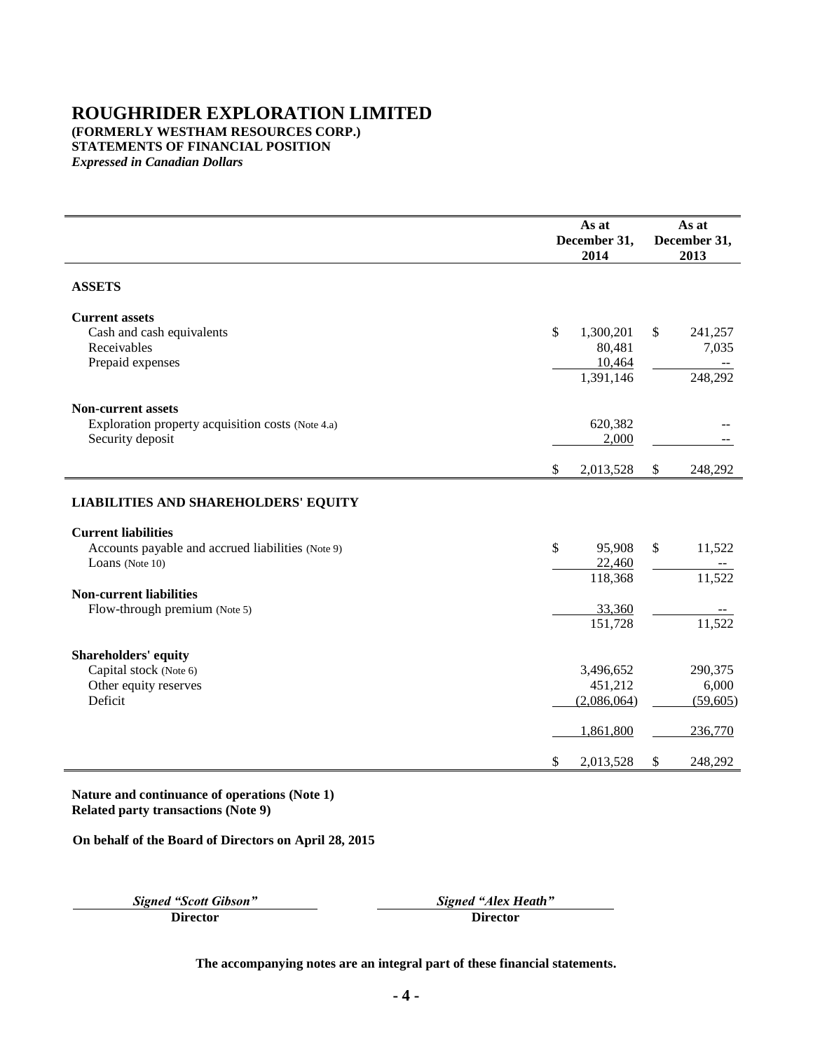# ROUGHRIDER EXPLORATION LIMITED

**(FORMERLY WESTHAM RESOURCES CORP.)**
**STATEMENTS OF FINANCIAL POSITION**
*Expressed in Canadian Dollars*

| | As at December 31, 2014 | As at December 31, 2013 |
|---|---|---|
| **ASSETS** | | |
| **Current assets** | | |
| Cash and cash equivalents | $ 1,300,201 | $ 241,257 |
| Receivables | 80,481 | 7,035 |
| Prepaid expenses | 10,464 | -- |
| | 1,391,146 | 248,292 |
| **Non-current assets** | | |
| Exploration property acquisition costs (Note 4.a) | 620,382 | -- |
| Security deposit | 2,000 | -- |
| | $ 2,013,528 | $ 248,292 |
| **LIABILITIES AND SHAREHOLDERS' EQUITY** | | |
| **Current liabilities** | | |
| Accounts payable and accrued liabilities (Note 9) | $ 95,908 | $ 11,522 |
| Loans (Note 10) | 22,460 | -- |
| | 118,368 | 11,522 |
| **Non-current liabilities** | | |
| Flow-through premium (Note 5) | 33,360 | -- |
| | 151,728 | 11,522 |
| **Shareholders' equity** | | |
| Capital stock (Note 6) | 3,496,652 | 290,375 |
| Other equity reserves | 451,212 | 6,000 |
| Deficit | (2,086,064) | (59,605) |
| | 1,861,800 | 236,770 |
| | $ 2,013,528 | $ 248,292 |

**Nature and continuance of operations (Note 1)**
**Related party transactions (Note 9)**

**On behalf of the Board of Directors on April 28, 2015**

| *Signed "Scott Gibson"* | *Signed "Alex Heath"* |
|---|---|
| **Director** | **Director** |

**The accompanying notes are an integral part of these financial statements.**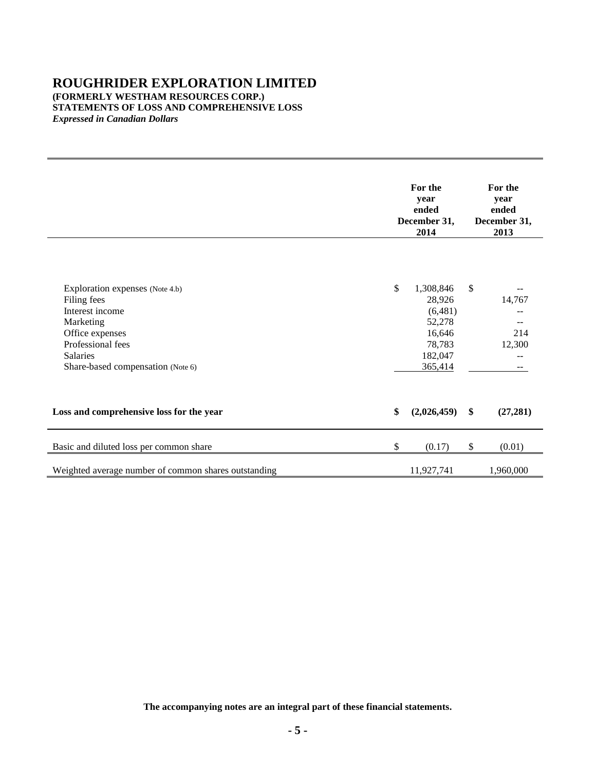# ROUGHRIDER EXPLORATION LIMITED

**(FORMERLY WESTHAM RESOURCES CORP.)**
**STATEMENTS OF LOSS AND COMPREHENSIVE LOSS**
*Expressed in Canadian Dollars*

| | For the year ended December 31, 2014 | For the year ended December 31, 2013 |
|---|---|---|
| Exploration expenses (Note 4.b) | $ 1,308,846 | $ -- |
| Filing fees | 28,926 | 14,767 |
| Interest income | (6,481) | -- |
| Marketing | 52,278 | -- |
| Office expenses | 16,646 | 214 |
| Professional fees | 78,783 | 12,300 |
| Salaries | 182,047 | -- |
| Share-based compensation (Note 6) | 365,414 | -- |
| **Loss and comprehensive loss for the year** | **$ (2,026,459)** | **$ (27,281)** |
| Basic and diluted loss per common share | $ (0.17) | $ (0.01) |
| Weighted average number of common shares outstanding | 11,927,741 | 1,960,000 |

**The accompanying notes are an integral part of these financial statements.**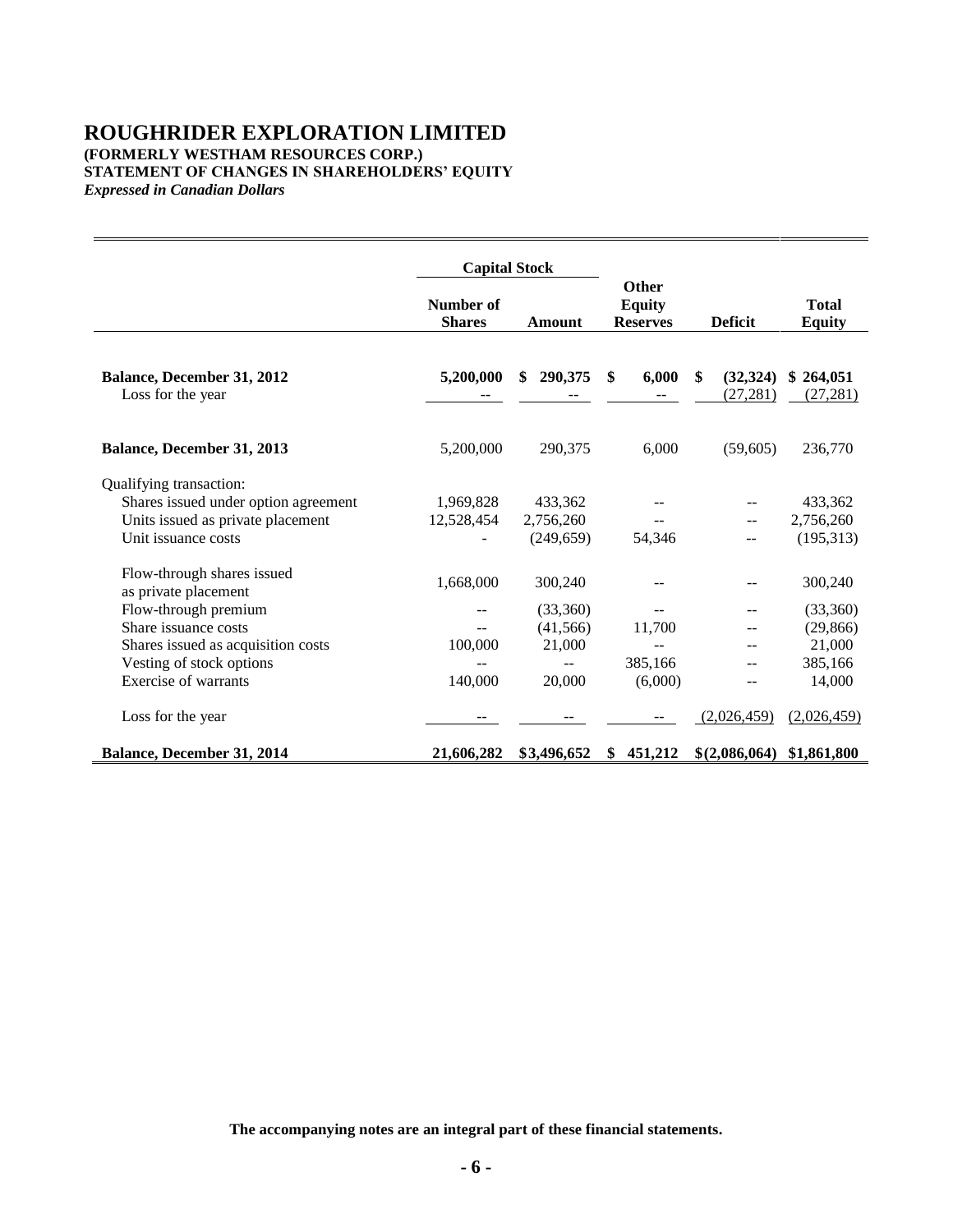# ROUGHRIDER EXPLORATION LIMITED

**(FORMERLY WESTHAM RESOURCES CORP.)**
**STATEMENT OF CHANGES IN SHAREHOLDERS' EQUITY**
*Expressed in Canadian Dollars*

| | Capital Stock | | | | |
|---|---|---|---|---|---|
| | **Number of Shares** | **Amount** | **Other Equity Reserves** | **Deficit** | **Total Equity** |
| **Balance, December 31, 2012** | **5,200,000** | **$ 290,375** | **$ 6,000** | **$ (32,324)** | **$ 264,051** |
| Loss for the year | -- | -- | -- | (27,281) | (27,281) |
| **Balance, December 31, 2013** | 5,200,000 | 290,375 | 6,000 | (59,605) | 236,770 |
| Qualifying transaction: | | | | | |
| Shares issued under option agreement | 1,969,828 | 433,362 | -- | -- | 433,362 |
| Units issued as private placement | 12,528,454 | 2,756,260 | -- | -- | 2,756,260 |
| Unit issuance costs | - | (249,659) | 54,346 | -- | (195,313) |
| Flow-through shares issued as private placement | 1,668,000 | 300,240 | -- | -- | 300,240 |
| Flow-through premium | -- | (33,360) | -- | -- | (33,360) |
| Share issuance costs | -- | (41,566) | 11,700 | -- | (29,866) |
| Shares issued as acquisition costs | 100,000 | 21,000 | -- | -- | 21,000 |
| Vesting of stock options | -- | -- | 385,166 | -- | 385,166 |
| Exercise of warrants | 140,000 | 20,000 | (6,000) | -- | 14,000 |
| Loss for the year | -- | -- | -- | (2,026,459) | (2,026,459) |
| **Balance, December 31, 2014** | **21,606,282** | **$3,496,652** | **$ 451,212** | **$(2,086,064)** | **$1,861,800** |

**The accompanying notes are an integral part of these financial statements.**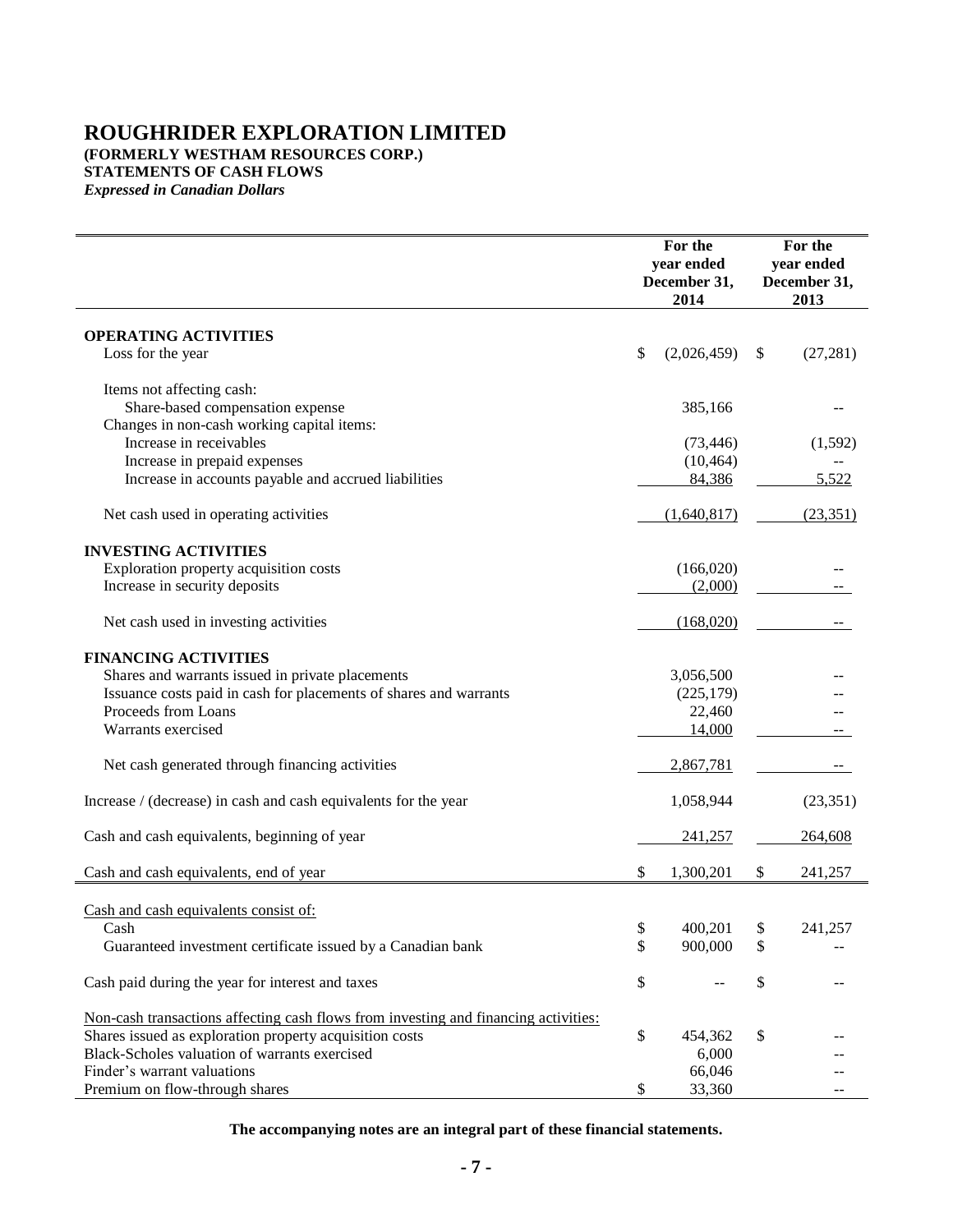# ROUGHRIDER EXPLORATION LIMITED

**(FORMERLY WESTHAM RESOURCES CORP.)**
**STATEMENTS OF CASH FLOWS**
*Expressed in Canadian Dollars*

| | For the year ended December 31, 2014 | For the year ended December 31, 2013 |
|---|---|---|
| **OPERATING ACTIVITIES** | | |
| Loss for the year | $ (2,026,459) | $ (27,281) |
| Items not affecting cash: | | |
| Share-based compensation expense | 385,166 | -- |
| Changes in non-cash working capital items: | | |
| Increase in receivables | (73,446) | (1,592) |
| Increase in prepaid expenses | (10,464) | -- |
| Increase in accounts payable and accrued liabilities | 84,386 | 5,522 |
| Net cash used in operating activities | (1,640,817) | (23,351) |
| **INVESTING ACTIVITIES** | | |
| Exploration property acquisition costs | (166,020) | -- |
| Increase in security deposits | (2,000) | -- |
| Net cash used in investing activities | (168,020) | -- |
| **FINANCING ACTIVITIES** | | |
| Shares and warrants issued in private placements | 3,056,500 | -- |
| Issuance costs paid in cash for placements of shares and warrants | (225,179) | -- |
| Proceeds from Loans | 22,460 | -- |
| Warrants exercised | 14,000 | -- |
| Net cash generated through financing activities | 2,867,781 | -- |
| Increase / (decrease) in cash and cash equivalents for the year | 1,058,944 | (23,351) |
| Cash and cash equivalents, beginning of year | 241,257 | 264,608 |
| Cash and cash equivalents, end of year | $ 1,300,201 | $ 241,257 |
| Cash and cash equivalents consist of: | | |
| Cash | $ 400,201 | $ 241,257 |
| Guaranteed investment certificate issued by a Canadian bank | $ 900,000 | $ -- |
| Cash paid during the year for interest and taxes | $ -- | $ -- |
| Non-cash transactions affecting cash flows from investing and financing activities: | | |
| Shares issued as exploration property acquisition costs | $ 454,362 | $ -- |
| Black-Scholes valuation of warrants exercised | 6,000 | -- |
| Finder's warrant valuations | 66,046 | -- |
| Premium on flow-through shares | $ 33,360 | -- |

**The accompanying notes are an integral part of these financial statements.**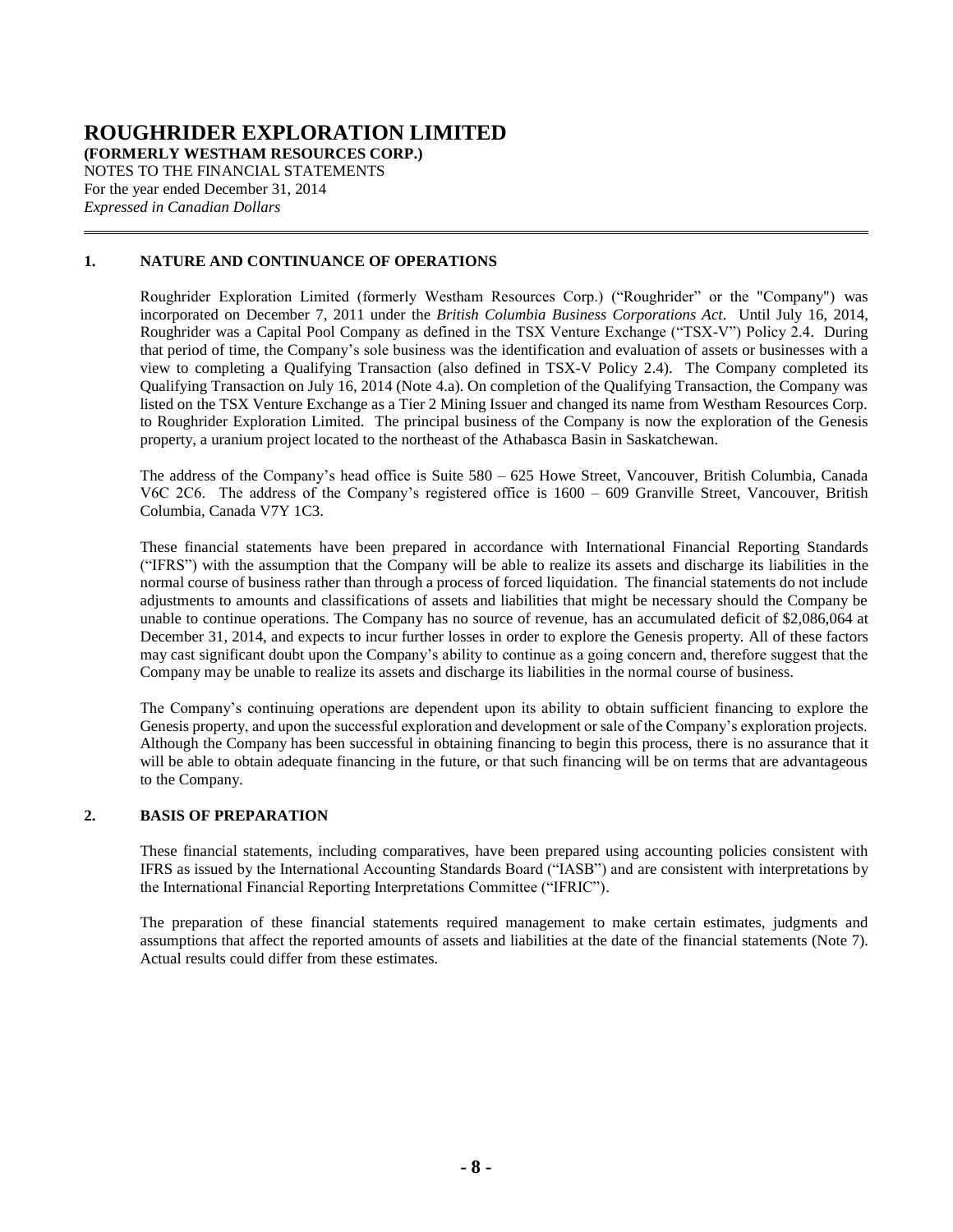# ROUGHRIDER EXPLORATION LIMITED

**(FORMERLY WESTHAM RESOURCES CORP.)**

NOTES TO THE FINANCIAL STATEMENTS

For the year ended December 31, 2014

*Expressed in Canadian Dollars*

## 1. NATURE AND CONTINUANCE OF OPERATIONS

Roughrider Exploration Limited (formerly Westham Resources Corp.) ("Roughrider" or the "Company") was incorporated on December 7, 2011 under the *British Columbia Business Corporations Act*. Until July 16, 2014, Roughrider was a Capital Pool Company as defined in the TSX Venture Exchange ("TSX-V") Policy 2.4. During that period of time, the Company's sole business was the identification and evaluation of assets or businesses with a view to completing a Qualifying Transaction (also defined in TSX-V Policy 2.4). The Company completed its Qualifying Transaction on July 16, 2014 (Note 4.a). On completion of the Qualifying Transaction, the Company was listed on the TSX Venture Exchange as a Tier 2 Mining Issuer and changed its name from Westham Resources Corp. to Roughrider Exploration Limited. The principal business of the Company is now the exploration of the Genesis property, a uranium project located to the northeast of the Athabasca Basin in Saskatchewan.

The address of the Company's head office is Suite 580 – 625 Howe Street, Vancouver, British Columbia, Canada V6C 2C6. The address of the Company's registered office is 1600 – 609 Granville Street, Vancouver, British Columbia, Canada V7Y 1C3.

These financial statements have been prepared in accordance with International Financial Reporting Standards ("IFRS") with the assumption that the Company will be able to realize its assets and discharge its liabilities in the normal course of business rather than through a process of forced liquidation. The financial statements do not include adjustments to amounts and classifications of assets and liabilities that might be necessary should the Company be unable to continue operations. The Company has no source of revenue, has an accumulated deficit of $2,086,064 at December 31, 2014, and expects to incur further losses in order to explore the Genesis property. All of these factors may cast significant doubt upon the Company's ability to continue as a going concern and, therefore suggest that the Company may be unable to realize its assets and discharge its liabilities in the normal course of business.

The Company's continuing operations are dependent upon its ability to obtain sufficient financing to explore the Genesis property, and upon the successful exploration and development or sale of the Company's exploration projects. Although the Company has been successful in obtaining financing to begin this process, there is no assurance that it will be able to obtain adequate financing in the future, or that such financing will be on terms that are advantageous to the Company.

## 2. BASIS OF PREPARATION

These financial statements, including comparatives, have been prepared using accounting policies consistent with IFRS as issued by the International Accounting Standards Board ("IASB") and are consistent with interpretations by the International Financial Reporting Interpretations Committee ("IFRIC").

The preparation of these financial statements required management to make certain estimates, judgments and assumptions that affect the reported amounts of assets and liabilities at the date of the financial statements (Note 7). Actual results could differ from these estimates.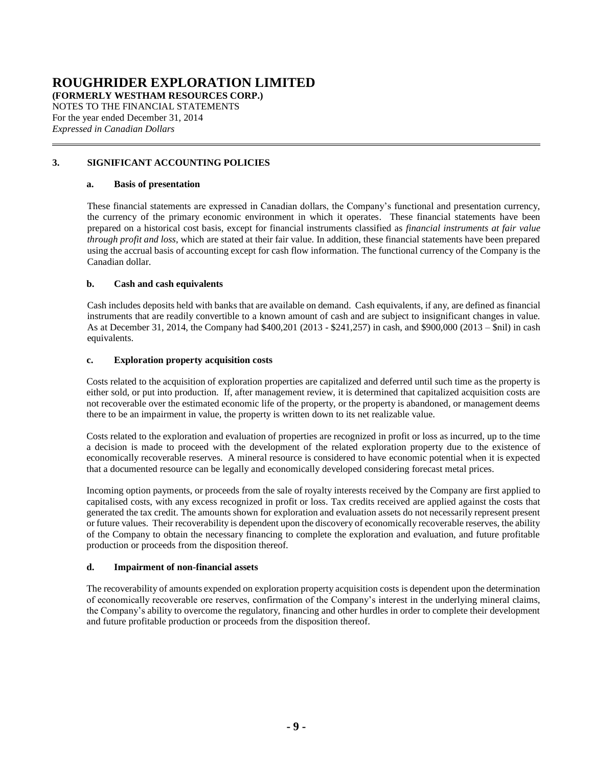## 3. SIGNIFICANT ACCOUNTING POLICIES

### a. Basis of presentation

These financial statements are expressed in Canadian dollars, the Company's functional and presentation currency, the currency of the primary economic environment in which it operates. These financial statements have been prepared on a historical cost basis, except for financial instruments classified as *financial instruments at fair value through profit and loss*, which are stated at their fair value. In addition, these financial statements have been prepared using the accrual basis of accounting except for cash flow information. The functional currency of the Company is the Canadian dollar.

### b. Cash and cash equivalents

Cash includes deposits held with banks that are available on demand. Cash equivalents, if any, are defined as financial instruments that are readily convertible to a known amount of cash and are subject to insignificant changes in value. As at December 31, 2014, the Company had $400,201 (2013 - $241,257) in cash, and $900,000 (2013 – $nil) in cash equivalents.

### c. Exploration property acquisition costs

Costs related to the acquisition of exploration properties are capitalized and deferred until such time as the property is either sold, or put into production. If, after management review, it is determined that capitalized acquisition costs are not recoverable over the estimated economic life of the property, or the property is abandoned, or management deems there to be an impairment in value, the property is written down to its net realizable value.

Costs related to the exploration and evaluation of properties are recognized in profit or loss as incurred, up to the time a decision is made to proceed with the development of the related exploration property due to the existence of economically recoverable reserves. A mineral resource is considered to have economic potential when it is expected that a documented resource can be legally and economically developed considering forecast metal prices.

Incoming option payments, or proceeds from the sale of royalty interests received by the Company are first applied to capitalised costs, with any excess recognized in profit or loss. Tax credits received are applied against the costs that generated the tax credit. The amounts shown for exploration and evaluation assets do not necessarily represent present or future values. Their recoverability is dependent upon the discovery of economically recoverable reserves, the ability of the Company to obtain the necessary financing to complete the exploration and evaluation, and future profitable production or proceeds from the disposition thereof.

### d. Impairment of non-financial assets

The recoverability of amounts expended on exploration property acquisition costs is dependent upon the determination of economically recoverable ore reserves, confirmation of the Company's interest in the underlying mineral claims, the Company's ability to overcome the regulatory, financing and other hurdles in order to complete their development and future profitable production or proceeds from the disposition thereof.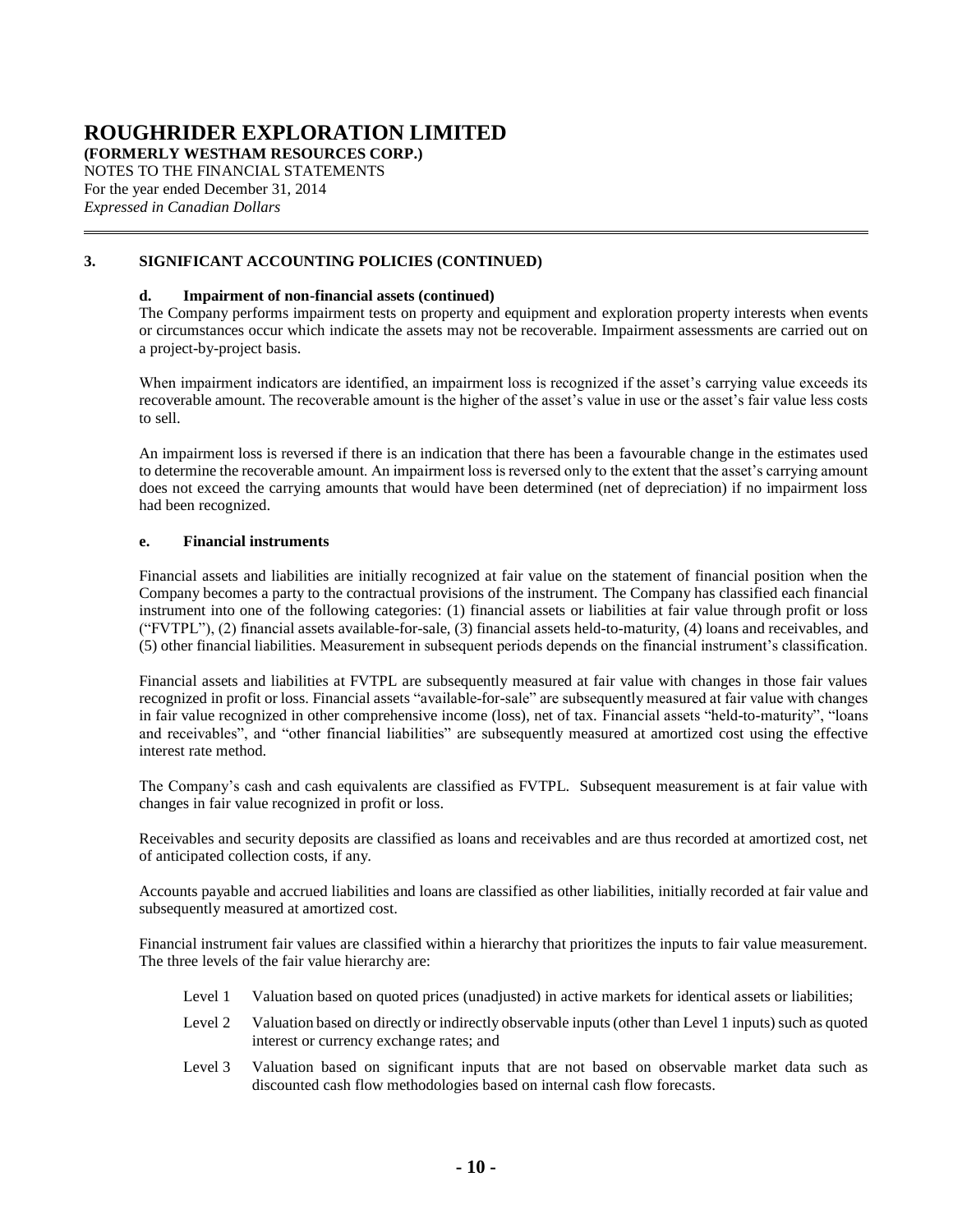## 3. SIGNIFICANT ACCOUNTING POLICIES (CONTINUED)

### d. Impairment of non-financial assets (continued)

The Company performs impairment tests on property and equipment and exploration property interests when events or circumstances occur which indicate the assets may not be recoverable. Impairment assessments are carried out on a project-by-project basis.

When impairment indicators are identified, an impairment loss is recognized if the asset's carrying value exceeds its recoverable amount. The recoverable amount is the higher of the asset's value in use or the asset's fair value less costs to sell.

An impairment loss is reversed if there is an indication that there has been a favourable change in the estimates used to determine the recoverable amount. An impairment loss is reversed only to the extent that the asset's carrying amount does not exceed the carrying amounts that would have been determined (net of depreciation) if no impairment loss had been recognized.

### e. Financial instruments

Financial assets and liabilities are initially recognized at fair value on the statement of financial position when the Company becomes a party to the contractual provisions of the instrument. The Company has classified each financial instrument into one of the following categories: (1) financial assets or liabilities at fair value through profit or loss ("FVTPL"), (2) financial assets available-for-sale, (3) financial assets held-to-maturity, (4) loans and receivables, and (5) other financial liabilities. Measurement in subsequent periods depends on the financial instrument's classification.

Financial assets and liabilities at FVTPL are subsequently measured at fair value with changes in those fair values recognized in profit or loss. Financial assets "available-for-sale" are subsequently measured at fair value with changes in fair value recognized in other comprehensive income (loss), net of tax. Financial assets "held-to-maturity", "loans and receivables", and "other financial liabilities" are subsequently measured at amortized cost using the effective interest rate method.

The Company's cash and cash equivalents are classified as FVTPL. Subsequent measurement is at fair value with changes in fair value recognized in profit or loss.

Receivables and security deposits are classified as loans and receivables and are thus recorded at amortized cost, net of anticipated collection costs, if any.

Accounts payable and accrued liabilities and loans are classified as other liabilities, initially recorded at fair value and subsequently measured at amortized cost.

Financial instrument fair values are classified within a hierarchy that prioritizes the inputs to fair value measurement. The three levels of the fair value hierarchy are:

- Level 1 Valuation based on quoted prices (unadjusted) in active markets for identical assets or liabilities;
- Level 2 Valuation based on directly or indirectly observable inputs (other than Level 1 inputs) such as quoted interest or currency exchange rates; and
- Level 3 Valuation based on significant inputs that are not based on observable market data such as discounted cash flow methodologies based on internal cash flow forecasts.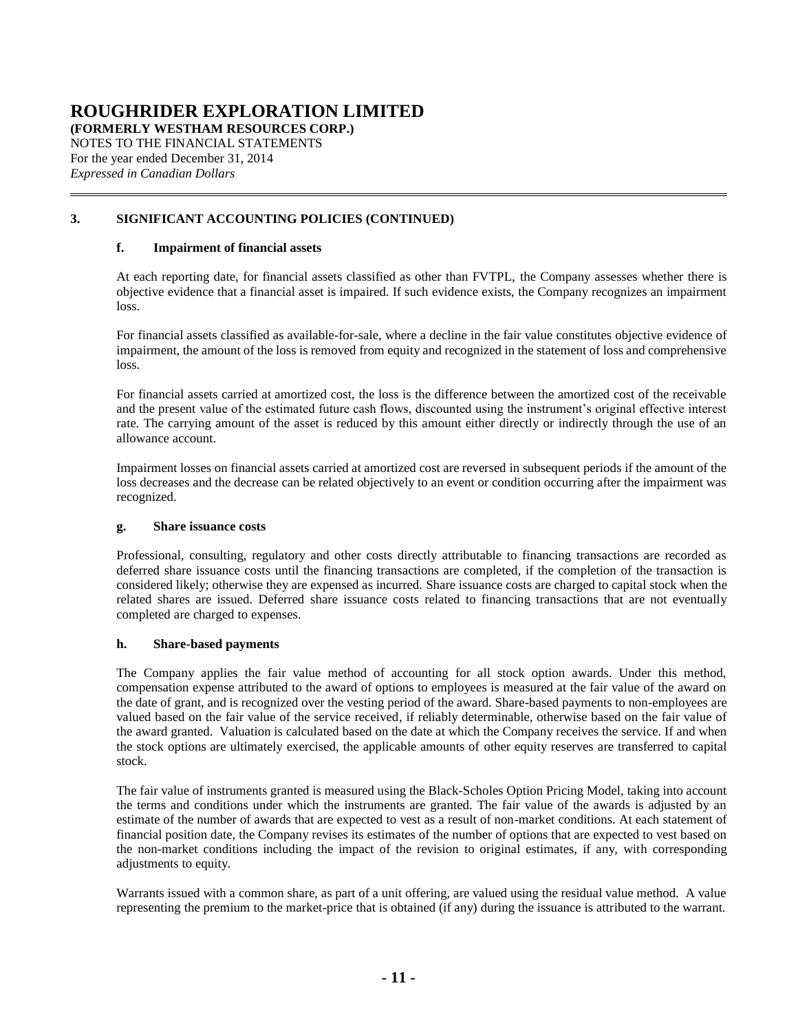## 3. SIGNIFICANT ACCOUNTING POLICIES (CONTINUED)

### f. Impairment of financial assets

At each reporting date, for financial assets classified as other than FVTPL, the Company assesses whether there is objective evidence that a financial asset is impaired. If such evidence exists, the Company recognizes an impairment loss.

For financial assets classified as available-for-sale, where a decline in the fair value constitutes objective evidence of impairment, the amount of the loss is removed from equity and recognized in the statement of loss and comprehensive loss.

For financial assets carried at amortized cost, the loss is the difference between the amortized cost of the receivable and the present value of the estimated future cash flows, discounted using the instrument's original effective interest rate. The carrying amount of the asset is reduced by this amount either directly or indirectly through the use of an allowance account.

Impairment losses on financial assets carried at amortized cost are reversed in subsequent periods if the amount of the loss decreases and the decrease can be related objectively to an event or condition occurring after the impairment was recognized.

### g. Share issuance costs

Professional, consulting, regulatory and other costs directly attributable to financing transactions are recorded as deferred share issuance costs until the financing transactions are completed, if the completion of the transaction is considered likely; otherwise they are expensed as incurred. Share issuance costs are charged to capital stock when the related shares are issued. Deferred share issuance costs related to financing transactions that are not eventually completed are charged to expenses.

### h. Share-based payments

The Company applies the fair value method of accounting for all stock option awards. Under this method, compensation expense attributed to the award of options to employees is measured at the fair value of the award on the date of grant, and is recognized over the vesting period of the award. Share-based payments to non-employees are valued based on the fair value of the service received, if reliably determinable, otherwise based on the fair value of the award granted. Valuation is calculated based on the date at which the Company receives the service. If and when the stock options are ultimately exercised, the applicable amounts of other equity reserves are transferred to capital stock.

The fair value of instruments granted is measured using the Black-Scholes Option Pricing Model, taking into account the terms and conditions under which the instruments are granted. The fair value of the awards is adjusted by an estimate of the number of awards that are expected to vest as a result of non-market conditions. At each statement of financial position date, the Company revises its estimates of the number of options that are expected to vest based on the non-market conditions including the impact of the revision to original estimates, if any, with corresponding adjustments to equity.

Warrants issued with a common share, as part of a unit offering, are valued using the residual value method. A value representing the premium to the market-price that is obtained (if any) during the issuance is attributed to the warrant.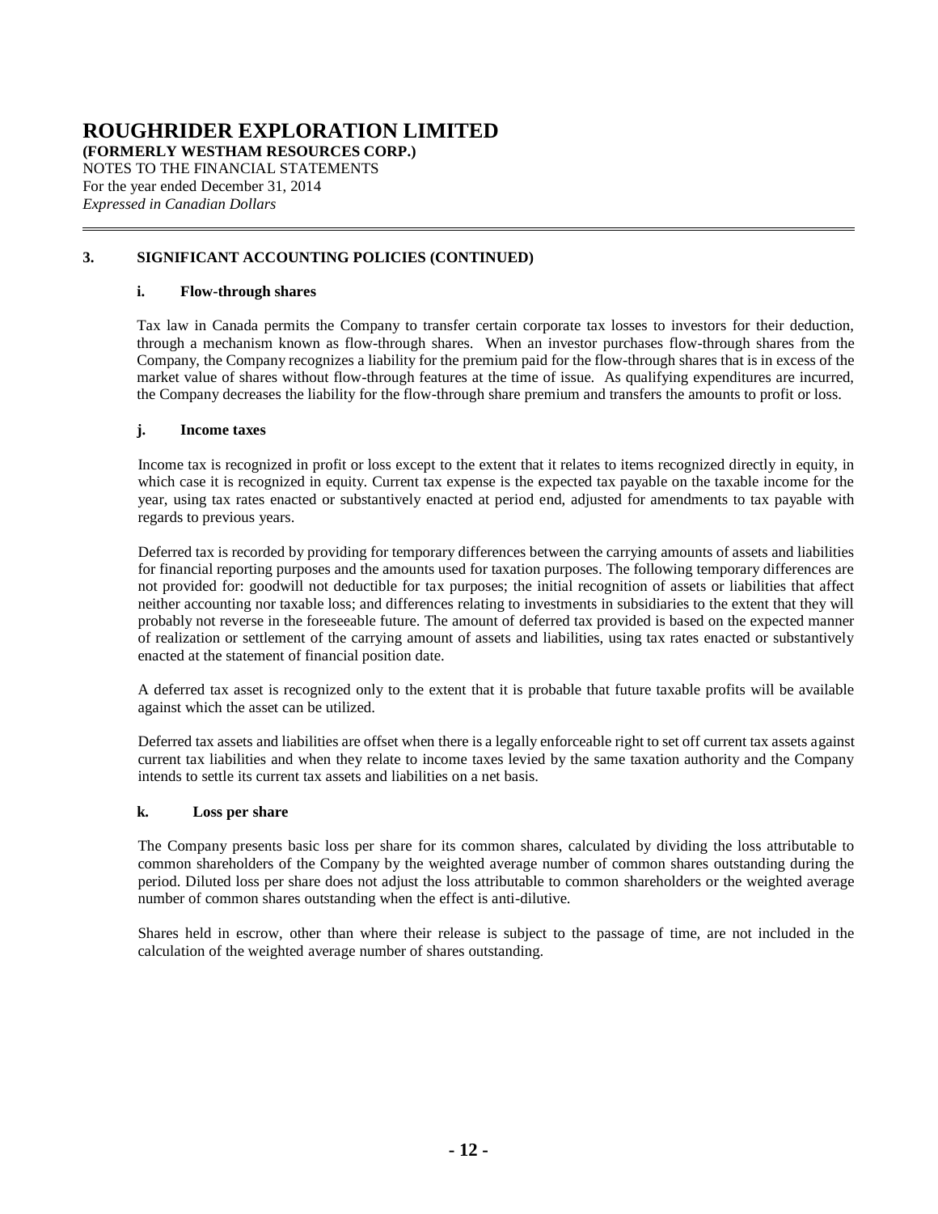# ROUGHRIDER EXPLORATION LIMITED

**(FORMERLY WESTHAM RESOURCES CORP.)**

NOTES TO THE FINANCIAL STATEMENTS

For the year ended December 31, 2014

*Expressed in Canadian Dollars*

## 3. SIGNIFICANT ACCOUNTING POLICIES (CONTINUED)

### i. Flow-through shares

Tax law in Canada permits the Company to transfer certain corporate tax losses to investors for their deduction, through a mechanism known as flow-through shares. When an investor purchases flow-through shares from the Company, the Company recognizes a liability for the premium paid for the flow-through shares that is in excess of the market value of shares without flow-through features at the time of issue. As qualifying expenditures are incurred, the Company decreases the liability for the flow-through share premium and transfers the amounts to profit or loss.

### j. Income taxes

Income tax is recognized in profit or loss except to the extent that it relates to items recognized directly in equity, in which case it is recognized in equity. Current tax expense is the expected tax payable on the taxable income for the year, using tax rates enacted or substantively enacted at period end, adjusted for amendments to tax payable with regards to previous years.

Deferred tax is recorded by providing for temporary differences between the carrying amounts of assets and liabilities for financial reporting purposes and the amounts used for taxation purposes. The following temporary differences are not provided for: goodwill not deductible for tax purposes; the initial recognition of assets or liabilities that affect neither accounting nor taxable loss; and differences relating to investments in subsidiaries to the extent that they will probably not reverse in the foreseeable future. The amount of deferred tax provided is based on the expected manner of realization or settlement of the carrying amount of assets and liabilities, using tax rates enacted or substantively enacted at the statement of financial position date.

A deferred tax asset is recognized only to the extent that it is probable that future taxable profits will be available against which the asset can be utilized.

Deferred tax assets and liabilities are offset when there is a legally enforceable right to set off current tax assets against current tax liabilities and when they relate to income taxes levied by the same taxation authority and the Company intends to settle its current tax assets and liabilities on a net basis.

### k. Loss per share

The Company presents basic loss per share for its common shares, calculated by dividing the loss attributable to common shareholders of the Company by the weighted average number of common shares outstanding during the period. Diluted loss per share does not adjust the loss attributable to common shareholders or the weighted average number of common shares outstanding when the effect is anti-dilutive.

Shares held in escrow, other than where their release is subject to the passage of time, are not included in the calculation of the weighted average number of shares outstanding.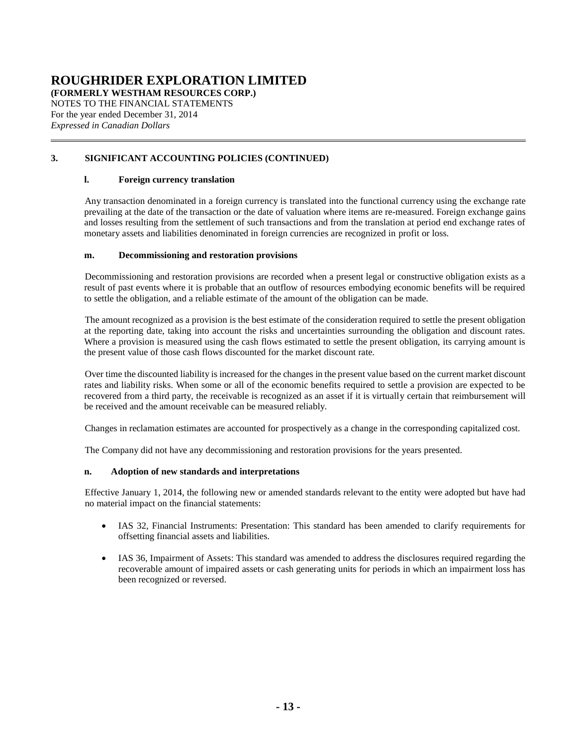## 3. SIGNIFICANT ACCOUNTING POLICIES (CONTINUED)

### l. Foreign currency translation

Any transaction denominated in a foreign currency is translated into the functional currency using the exchange rate prevailing at the date of the transaction or the date of valuation where items are re-measured. Foreign exchange gains and losses resulting from the settlement of such transactions and from the translation at period end exchange rates of monetary assets and liabilities denominated in foreign currencies are recognized in profit or loss.

### m. Decommissioning and restoration provisions

Decommissioning and restoration provisions are recorded when a present legal or constructive obligation exists as a result of past events where it is probable that an outflow of resources embodying economic benefits will be required to settle the obligation, and a reliable estimate of the amount of the obligation can be made.

The amount recognized as a provision is the best estimate of the consideration required to settle the present obligation at the reporting date, taking into account the risks and uncertainties surrounding the obligation and discount rates. Where a provision is measured using the cash flows estimated to settle the present obligation, its carrying amount is the present value of those cash flows discounted for the market discount rate.

Over time the discounted liability is increased for the changes in the present value based on the current market discount rates and liability risks. When some or all of the economic benefits required to settle a provision are expected to be recovered from a third party, the receivable is recognized as an asset if it is virtually certain that reimbursement will be received and the amount receivable can be measured reliably.

Changes in reclamation estimates are accounted for prospectively as a change in the corresponding capitalized cost.

The Company did not have any decommissioning and restoration provisions for the years presented.

### n. Adoption of new standards and interpretations

Effective January 1, 2014, the following new or amended standards relevant to the entity were adopted but have had no material impact on the financial statements:

- IAS 32, Financial Instruments: Presentation: This standard has been amended to clarify requirements for offsetting financial assets and liabilities.
- IAS 36, Impairment of Assets: This standard was amended to address the disclosures required regarding the recoverable amount of impaired assets or cash generating units for periods in which an impairment loss has been recognized or reversed.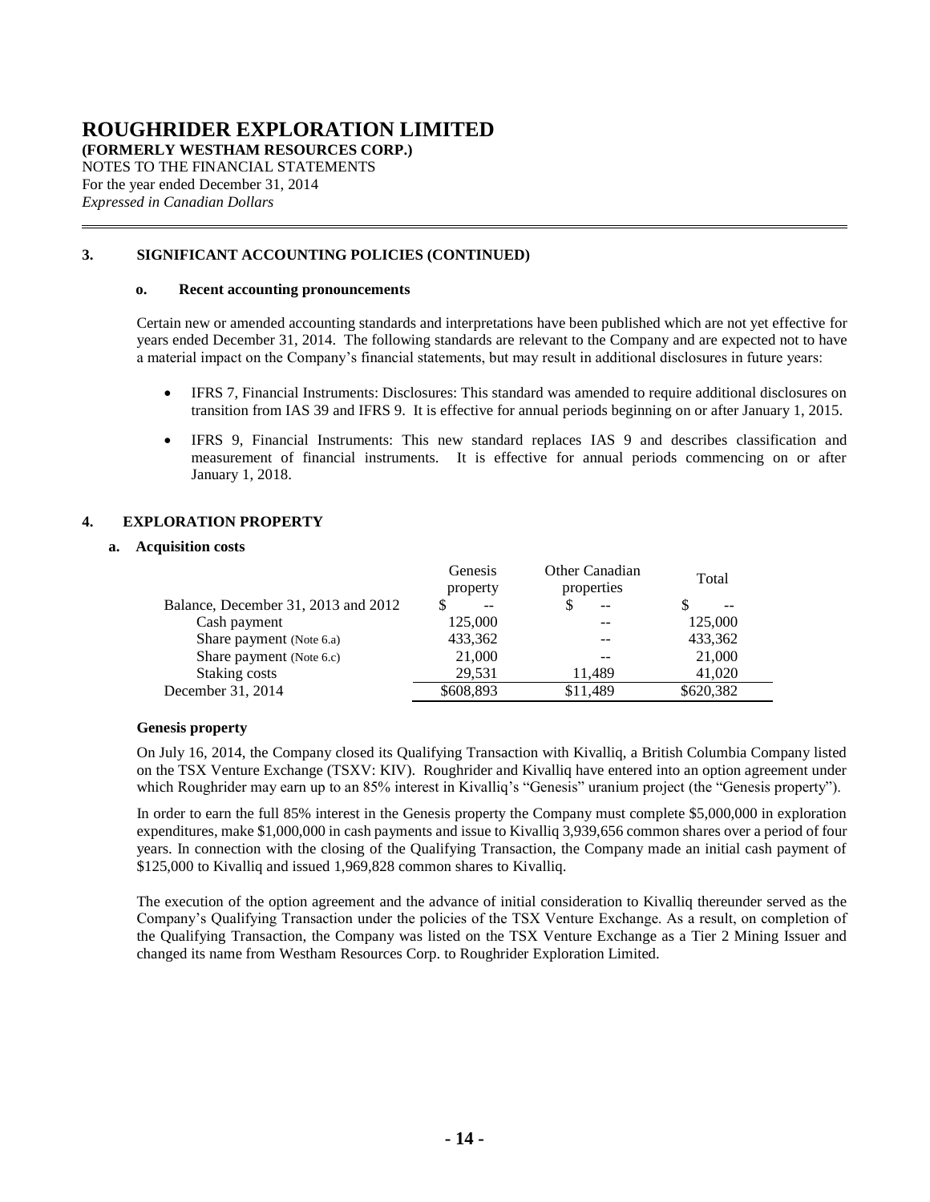# ROUGHRIDER EXPLORATION LIMITED

**(FORMERLY WESTHAM RESOURCES CORP.)**

NOTES TO THE FINANCIAL STATEMENTS
For the year ended December 31, 2014
*Expressed in Canadian Dollars*

## 3. SIGNIFICANT ACCOUNTING POLICIES (CONTINUED)

### o. Recent accounting pronouncements

Certain new or amended accounting standards and interpretations have been published which are not yet effective for years ended December 31, 2014. The following standards are relevant to the Company and are expected not to have a material impact on the Company's financial statements, but may result in additional disclosures in future years:

- IFRS 7, Financial Instruments: Disclosures: This standard was amended to require additional disclosures on transition from IAS 39 and IFRS 9. It is effective for annual periods beginning on or after January 1, 2015.
- IFRS 9, Financial Instruments: This new standard replaces IAS 9 and describes classification and measurement of financial instruments. It is effective for annual periods commencing on or after January 1, 2018.

## 4. EXPLORATION PROPERTY

### a. Acquisition costs

| | Genesis property | Other Canadian properties | Total |
|---|---|---|---|
| Balance, December 31, 2013 and 2012 | $ -- | $ -- | $ -- |
| Cash payment | 125,000 | -- | 125,000 |
| Share payment (Note 6.a) | 433,362 | -- | 433,362 |
| Share payment (Note 6.c) | 21,000 | -- | 21,000 |
| Staking costs | 29,531 | 11,489 | 41,020 |
| December 31, 2014 | $608,893 | $11,489 | $620,382 |

**Genesis property**

On July 16, 2014, the Company closed its Qualifying Transaction with Kivalliq, a British Columbia Company listed on the TSX Venture Exchange (TSXV: KIV). Roughrider and Kivalliq have entered into an option agreement under which Roughrider may earn up to an 85% interest in Kivalliq's "Genesis" uranium project (the "Genesis property").

In order to earn the full 85% interest in the Genesis property the Company must complete $5,000,000 in exploration expenditures, make $1,000,000 in cash payments and issue to Kivalliq 3,939,656 common shares over a period of four years. In connection with the closing of the Qualifying Transaction, the Company made an initial cash payment of $125,000 to Kivalliq and issued 1,969,828 common shares to Kivalliq.

The execution of the option agreement and the advance of initial consideration to Kivalliq thereunder served as the Company's Qualifying Transaction under the policies of the TSX Venture Exchange. As a result, on completion of the Qualifying Transaction, the Company was listed on the TSX Venture Exchange as a Tier 2 Mining Issuer and changed its name from Westham Resources Corp. to Roughrider Exploration Limited.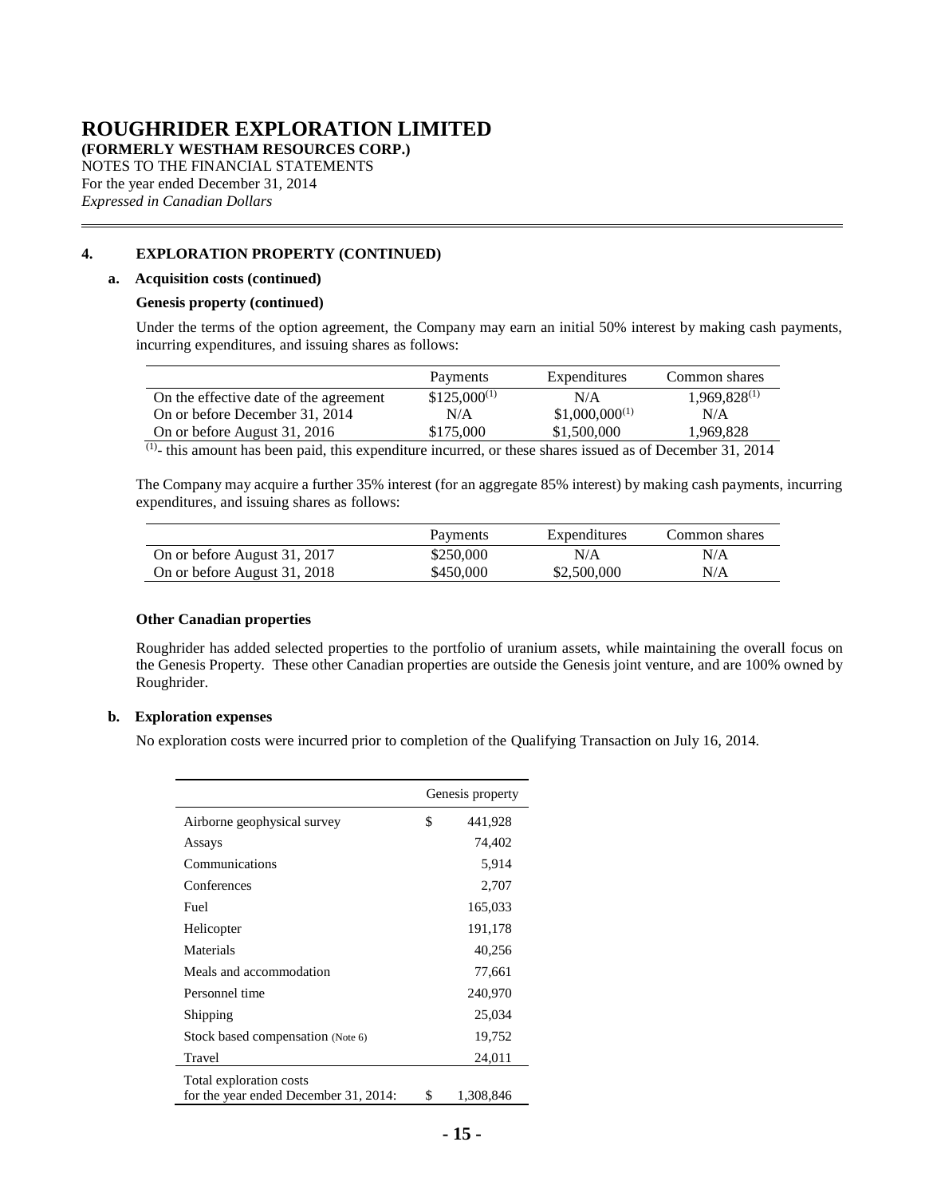# ROUGHRIDER EXPLORATION LIMITED

**(FORMERLY WESTHAM RESOURCES CORP.)**

NOTES TO THE FINANCIAL STATEMENTS
For the year ended December 31, 2014
*Expressed in Canadian Dollars*

## 4. EXPLORATION PROPERTY (CONTINUED)

### a. Acquisition costs (continued)

**Genesis property (continued)**

Under the terms of the option agreement, the Company may earn an initial 50% interest by making cash payments, incurring expenditures, and issuing shares as follows:

| | Payments | Expenditures | Common shares |
|---|---|---|---|
| On the effective date of the agreement | $125,000[(1)] | N/A | 1,969,828[(1)] |
| On or before December 31, 2014 | N/A | $1,000,000[(1)] | N/A |
| On or before August 31, 2016 | $175,000 | $1,500,000 | 1,969,828 |

[(1)]- this amount has been paid, this expenditure incurred, or these shares issued as of December 31, 2014

The Company may acquire a further 35% interest (for an aggregate 85% interest) by making cash payments, incurring expenditures, and issuing shares as follows:

| | Payments | Expenditures | Common shares |
|---|---|---|---|
| On or before August 31, 2017 | $250,000 | N/A | N/A |
| On or before August 31, 2018 | $450,000 | $2,500,000 | N/A |

**Other Canadian properties**

Roughrider has added selected properties to the portfolio of uranium assets, while maintaining the overall focus on the Genesis Property. These other Canadian properties are outside the Genesis joint venture, and are 100% owned by Roughrider.

### b. Exploration expenses

No exploration costs were incurred prior to completion of the Qualifying Transaction on July 16, 2014.

| | Genesis property |
|---|---|
| Airborne geophysical survey | $ 441,928 |
| Assays | 74,402 |
| Communications | 5,914 |
| Conferences | 2,707 |
| Fuel | 165,033 |
| Helicopter | 191,178 |
| Materials | 40,256 |
| Meals and accommodation | 77,661 |
| Personnel time | 240,970 |
| Shipping | 25,034 |
| Stock based compensation (Note 6) | 19,752 |
| Travel | 24,011 |
| Total exploration costs for the year ended December 31, 2014: | $ 1,308,846 |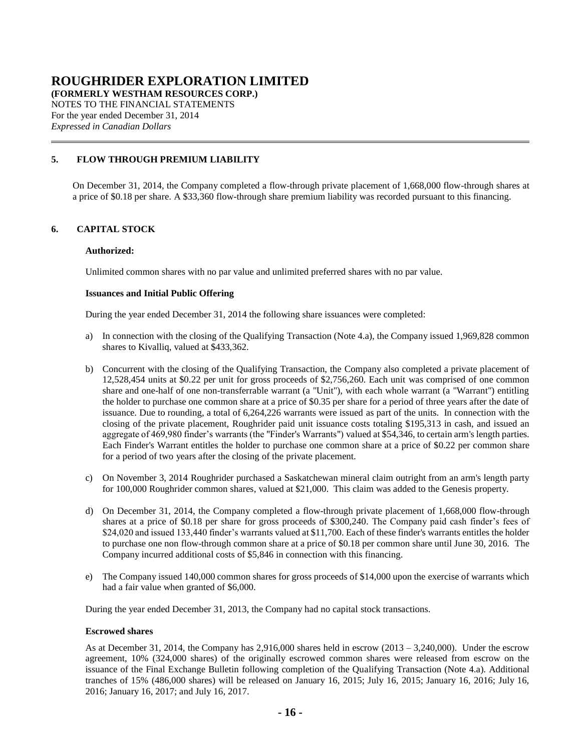## 5. FLOW THROUGH PREMIUM LIABILITY

On December 31, 2014, the Company completed a flow-through private placement of 1,668,000 flow-through shares at a price of $0.18 per share. A $33,360 flow-through share premium liability was recorded pursuant to this financing.

## 6. CAPITAL STOCK

**Authorized:**

Unlimited common shares with no par value and unlimited preferred shares with no par value.

**Issuances and Initial Public Offering**

During the year ended December 31, 2014 the following share issuances were completed:

a) In connection with the closing of the Qualifying Transaction (Note 4.a), the Company issued 1,969,828 common shares to Kivalliq, valued at $433,362.

b) Concurrent with the closing of the Qualifying Transaction, the Company also completed a private placement of 12,528,454 units at $0.22 per unit for gross proceeds of $2,756,260. Each unit was comprised of one common share and one-half of one non-transferrable warrant (a "Unit"), with each whole warrant (a "Warrant") entitling the holder to purchase one common share at a price of $0.35 per share for a period of three years after the date of issuance. Due to rounding, a total of 6,264,226 warrants were issued as part of the units. In connection with the closing of the private placement, Roughrider paid unit issuance costs totaling $195,313 in cash, and issued an aggregate of 469,980 finder's warrants (the "Finder's Warrants") valued at $54,346, to certain arm's length parties. Each Finder's Warrant entitles the holder to purchase one common share at a price of $0.22 per common share for a period of two years after the closing of the private placement.

c) On November 3, 2014 Roughrider purchased a Saskatchewan mineral claim outright from an arm's length party for 100,000 Roughrider common shares, valued at $21,000. This claim was added to the Genesis property.

d) On December 31, 2014, the Company completed a flow-through private placement of 1,668,000 flow-through shares at a price of $0.18 per share for gross proceeds of $300,240. The Company paid cash finder's fees of $24,020 and issued 133,440 finder's warrants valued at $11,700. Each of these finder's warrants entitles the holder to purchase one non flow-through common share at a price of $0.18 per common share until June 30, 2016. The Company incurred additional costs of $5,846 in connection with this financing.

e) The Company issued 140,000 common shares for gross proceeds of $14,000 upon the exercise of warrants which had a fair value when granted of $6,000.

During the year ended December 31, 2013, the Company had no capital stock transactions.

**Escrowed shares**

As at December 31, 2014, the Company has 2,916,000 shares held in escrow (2013 – 3,240,000). Under the escrow agreement, 10% (324,000 shares) of the originally escrowed common shares were released from escrow on the issuance of the Final Exchange Bulletin following completion of the Qualifying Transaction (Note 4.a). Additional tranches of 15% (486,000 shares) will be released on January 16, 2015; July 16, 2015; January 16, 2016; July 16, 2016; January 16, 2017; and July 16, 2017.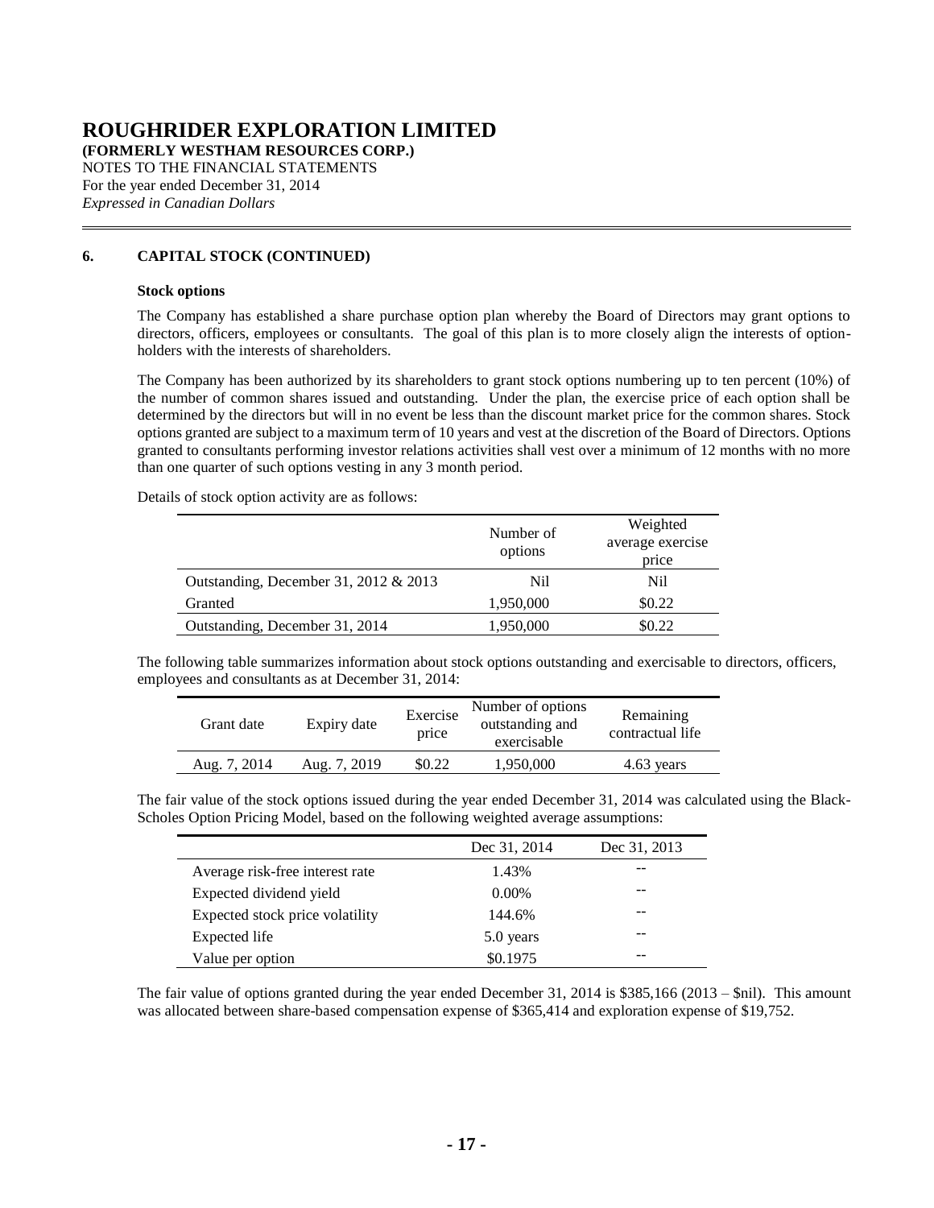# ROUGHRIDER EXPLORATION LIMITED

**(FORMERLY WESTHAM RESOURCES CORP.)**

NOTES TO THE FINANCIAL STATEMENTS
For the year ended December 31, 2014
*Expressed in Canadian Dollars*

## 6. CAPITAL STOCK (CONTINUED)

**Stock options**

The Company has established a share purchase option plan whereby the Board of Directors may grant options to directors, officers, employees or consultants. The goal of this plan is to more closely align the interests of option-holders with the interests of shareholders.

The Company has been authorized by its shareholders to grant stock options numbering up to ten percent (10%) of the number of common shares issued and outstanding. Under the plan, the exercise price of each option shall be determined by the directors but will in no event be less than the discount market price for the common shares. Stock options granted are subject to a maximum term of 10 years and vest at the discretion of the Board of Directors. Options granted to consultants performing investor relations activities shall vest over a minimum of 12 months with no more than one quarter of such options vesting in any 3 month period.

Details of stock option activity are as follows:

| | Number of options | Weighted average exercise price |
|---|---|---|
| Outstanding, December 31, 2012 & 2013 | Nil | Nil |
| Granted | 1,950,000 | $0.22 |
| Outstanding, December 31, 2014 | 1,950,000 | $0.22 |

The following table summarizes information about stock options outstanding and exercisable to directors, officers, employees and consultants as at December 31, 2014:

| Grant date | Expiry date | Exercise price | Number of options outstanding and exercisable | Remaining contractual life |
|---|---|---|---|---|
| Aug. 7, 2014 | Aug. 7, 2019 | $0.22 | 1,950,000 | 4.63 years |

The fair value of the stock options issued during the year ended December 31, 2014 was calculated using the Black-Scholes Option Pricing Model, based on the following weighted average assumptions:

| | Dec 31, 2014 | Dec 31, 2013 |
|---|---|---|
| Average risk-free interest rate | 1.43% | -- |
| Expected dividend yield | 0.00% | -- |
| Expected stock price volatility | 144.6% | -- |
| Expected life | 5.0 years | -- |
| Value per option | $0.1975 | -- |

The fair value of options granted during the year ended December 31, 2014 is $385,166 (2013 – $nil). This amount was allocated between share-based compensation expense of $365,414 and exploration expense of $19,752.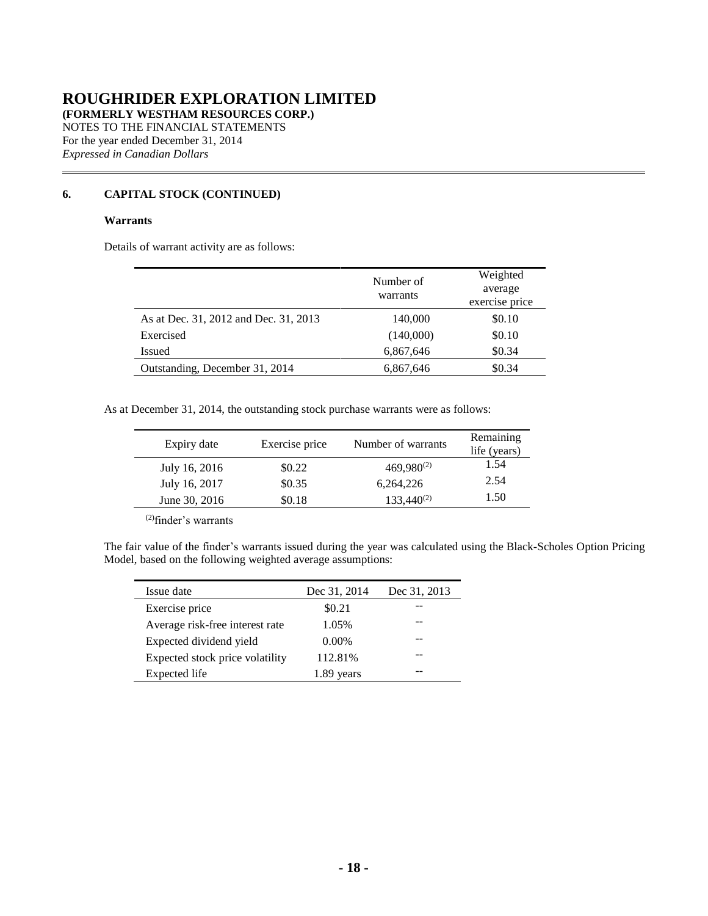# ROUGHRIDER EXPLORATION LIMITED

**(FORMERLY WESTHAM RESOURCES CORP.)**

NOTES TO THE FINANCIAL STATEMENTS

For the year ended December 31, 2014

*Expressed in Canadian Dollars*

## 6. CAPITAL STOCK (CONTINUED)

### Warrants

Details of warrant activity are as follows:

| | Number of warrants | Weighted average exercise price |
|---|---|---|
| As at Dec. 31, 2012 and Dec. 31, 2013 | 140,000 | $0.10 |
| Exercised | (140,000) | $0.10 |
| Issued | 6,867,646 | $0.34 |
| Outstanding, December 31, 2014 | 6,867,646 | $0.34 |

As at December 31, 2014, the outstanding stock purchase warrants were as follows:

| Expiry date | Exercise price | Number of warrants | Remaining life (years) |
|---|---|---|---|
| July 16, 2016 | $0.22 | 469,980[(2)] | 1.54 |
| July 16, 2017 | $0.35 | 6,264,226 | 2.54 |
| June 30, 2016 | $0.18 | 133,440[(2)] | 1.50 |

[(2)]finder's warrants

The fair value of the finder's warrants issued during the year was calculated using the Black-Scholes Option Pricing Model, based on the following weighted average assumptions:

| Issue date | Dec 31, 2014 | Dec 31, 2013 |
|---|---|---|
| Exercise price | $0.21 | -- |
| Average risk-free interest rate | 1.05% | -- |
| Expected dividend yield | 0.00% | -- |
| Expected stock price volatility | 112.81% | -- |
| Expected life | 1.89 years | -- |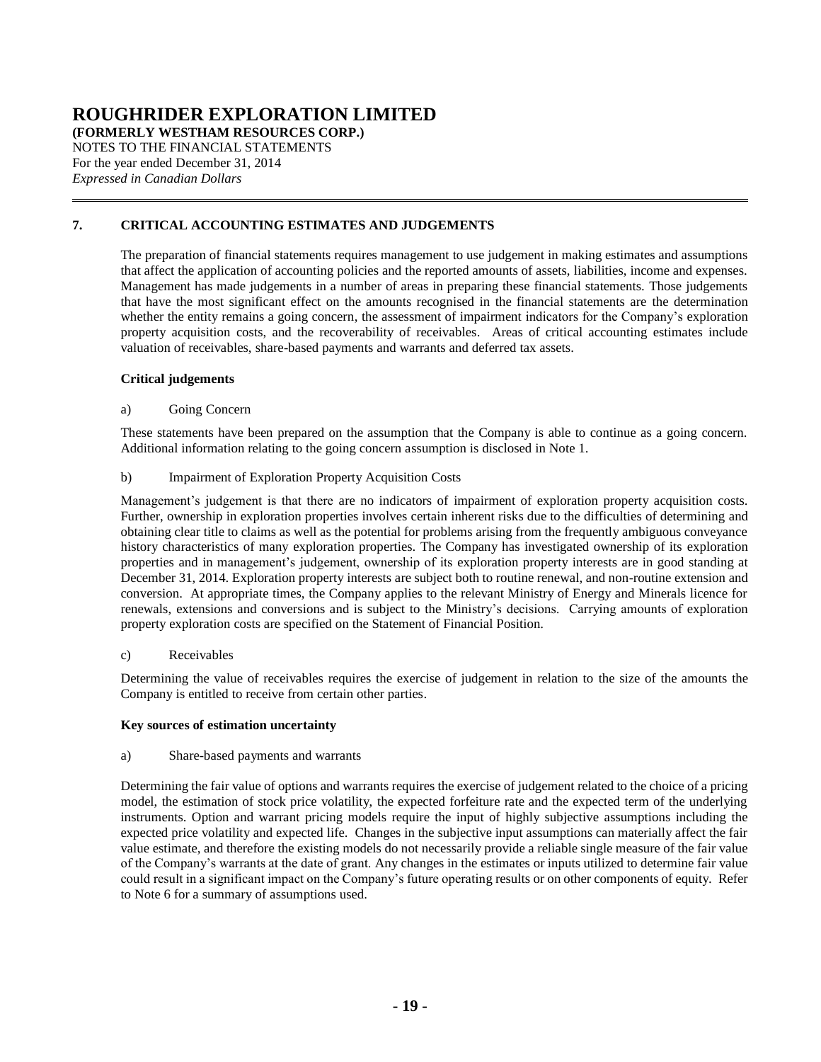## 7. CRITICAL ACCOUNTING ESTIMATES AND JUDGEMENTS

The preparation of financial statements requires management to use judgement in making estimates and assumptions that affect the application of accounting policies and the reported amounts of assets, liabilities, income and expenses. Management has made judgements in a number of areas in preparing these financial statements. Those judgements that have the most significant effect on the amounts recognised in the financial statements are the determination whether the entity remains a going concern, the assessment of impairment indicators for the Company's exploration property acquisition costs, and the recoverability of receivables. Areas of critical accounting estimates include valuation of receivables, share-based payments and warrants and deferred tax assets.

### Critical judgements

a) Going Concern

These statements have been prepared on the assumption that the Company is able to continue as a going concern. Additional information relating to the going concern assumption is disclosed in Note 1.

b) Impairment of Exploration Property Acquisition Costs

Management's judgement is that there are no indicators of impairment of exploration property acquisition costs. Further, ownership in exploration properties involves certain inherent risks due to the difficulties of determining and obtaining clear title to claims as well as the potential for problems arising from the frequently ambiguous conveyance history characteristics of many exploration properties. The Company has investigated ownership of its exploration properties and in management's judgement, ownership of its exploration property interests are in good standing at December 31, 2014. Exploration property interests are subject both to routine renewal, and non-routine extension and conversion. At appropriate times, the Company applies to the relevant Ministry of Energy and Minerals licence for renewals, extensions and conversions and is subject to the Ministry's decisions. Carrying amounts of exploration property exploration costs are specified on the Statement of Financial Position.

c) Receivables

Determining the value of receivables requires the exercise of judgement in relation to the size of the amounts the Company is entitled to receive from certain other parties.

### Key sources of estimation uncertainty

a) Share-based payments and warrants

Determining the fair value of options and warrants requires the exercise of judgement related to the choice of a pricing model, the estimation of stock price volatility, the expected forfeiture rate and the expected term of the underlying instruments. Option and warrant pricing models require the input of highly subjective assumptions including the expected price volatility and expected life. Changes in the subjective input assumptions can materially affect the fair value estimate, and therefore the existing models do not necessarily provide a reliable single measure of the fair value of the Company's warrants at the date of grant. Any changes in the estimates or inputs utilized to determine fair value could result in a significant impact on the Company's future operating results or on other components of equity. Refer to Note 6 for a summary of assumptions used.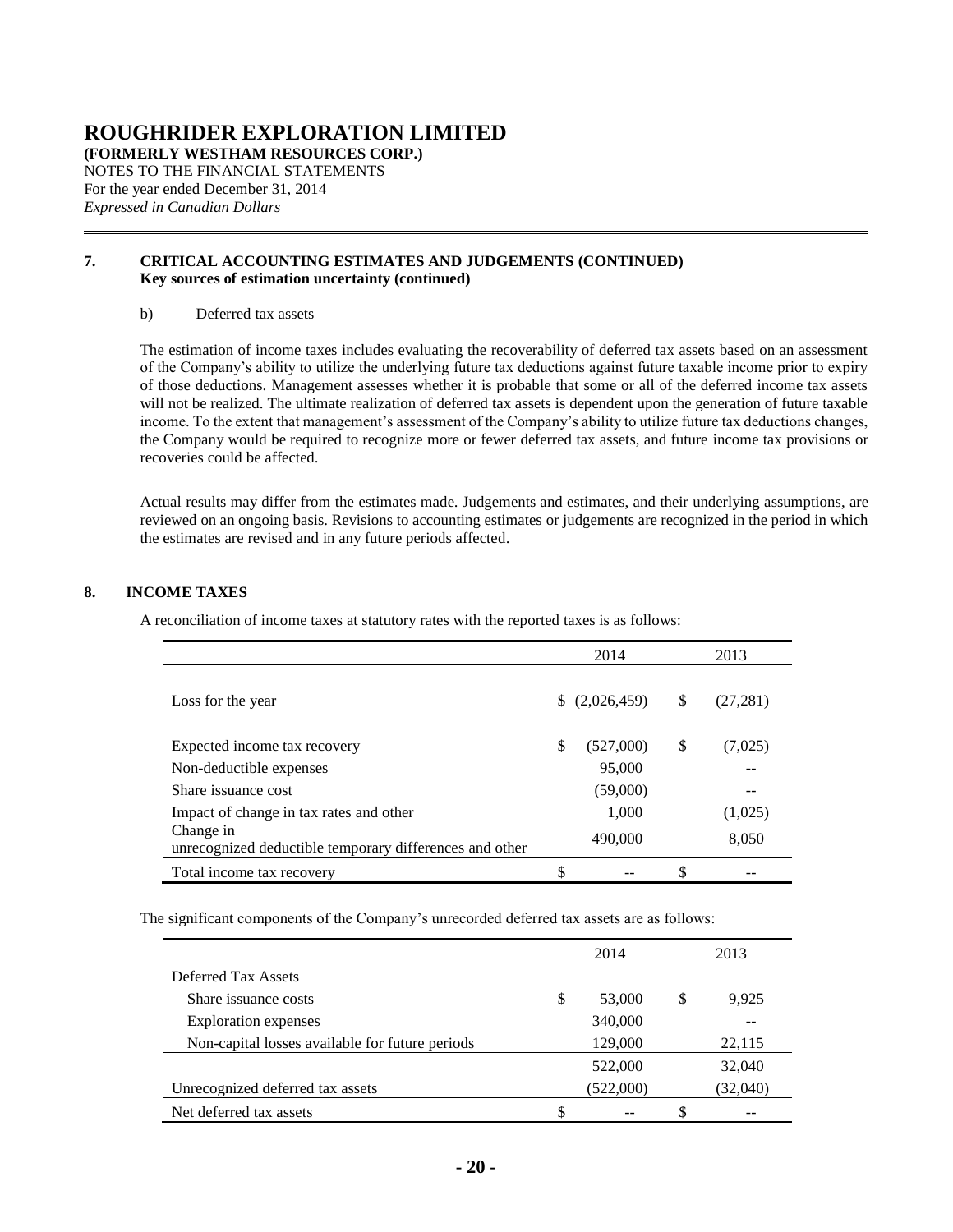# ROUGHRIDER EXPLORATION LIMITED

**(FORMERLY WESTHAM RESOURCES CORP.)**

NOTES TO THE FINANCIAL STATEMENTS

For the year ended December 31, 2014

*Expressed in Canadian Dollars*

## 7. CRITICAL ACCOUNTING ESTIMATES AND JUDGEMENTS (CONTINUED)

**Key sources of estimation uncertainty (continued)**

b) Deferred tax assets

The estimation of income taxes includes evaluating the recoverability of deferred tax assets based on an assessment of the Company's ability to utilize the underlying future tax deductions against future taxable income prior to expiry of those deductions. Management assesses whether it is probable that some or all of the deferred income tax assets will not be realized. The ultimate realization of deferred tax assets is dependent upon the generation of future taxable income. To the extent that management's assessment of the Company's ability to utilize future tax deductions changes, the Company would be required to recognize more or fewer deferred tax assets, and future income tax provisions or recoveries could be affected.

Actual results may differ from the estimates made. Judgements and estimates, and their underlying assumptions, are reviewed on an ongoing basis. Revisions to accounting estimates or judgements are recognized in the period in which the estimates are revised and in any future periods affected.

## 8. INCOME TAXES

A reconciliation of income taxes at statutory rates with the reported taxes is as follows:

| | 2014 | 2013 |
|---|---|---|
| Loss for the year | $ (2,026,459) | $ (27,281) |
| Expected income tax recovery | $ (527,000) | $ (7,025) |
| Non-deductible expenses | 95,000 | -- |
| Share issuance cost | (59,000) | -- |
| Impact of change in tax rates and other | 1,000 | (1,025) |
| Change in unrecognized deductible temporary differences and other | 490,000 | 8,050 |
| Total income tax recovery | $ -- | $ -- |

The significant components of the Company's unrecorded deferred tax assets are as follows:

| | 2014 | 2013 |
|---|---|---|
| Deferred Tax Assets | | |
| Share issuance costs | $ 53,000 | $ 9,925 |
| Exploration expenses | 340,000 | -- |
| Non-capital losses available for future periods | 129,000 | 22,115 |
| | 522,000 | 32,040 |
| Unrecognized deferred tax assets | (522,000) | (32,040) |
| Net deferred tax assets | $ -- | $ -- |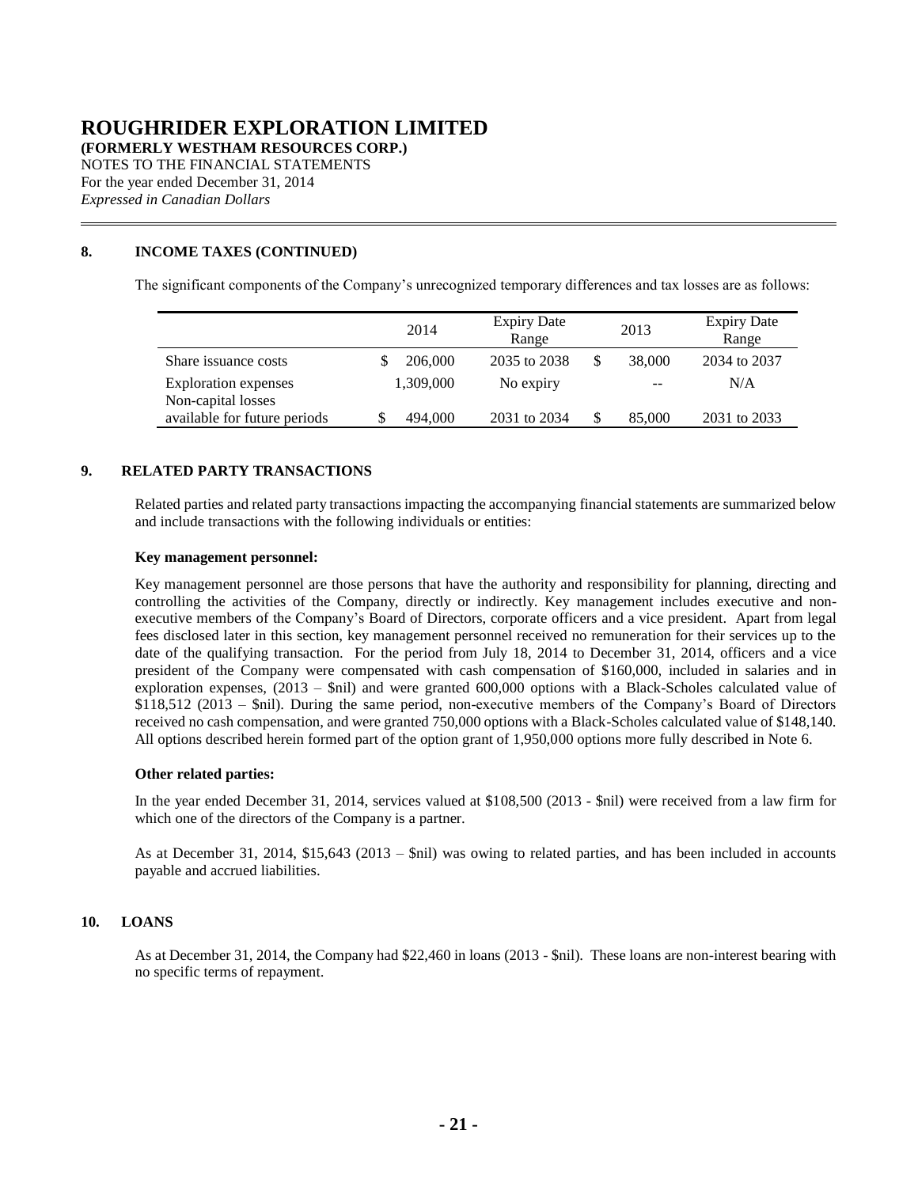# ROUGHRIDER EXPLORATION LIMITED

**(FORMERLY WESTHAM RESOURCES CORP.)**
NOTES TO THE FINANCIAL STATEMENTS
For the year ended December 31, 2014
*Expressed in Canadian Dollars*

## 8. INCOME TAXES (CONTINUED)

The significant components of the Company's unrecognized temporary differences and tax losses are as follows:

| | 2014 | Expiry Date Range | 2013 | Expiry Date Range |
|---|---|---|---|---|
| Share issuance costs | $ 206,000 | 2035 to 2038 | $ 38,000 | 2034 to 2037 |
| Exploration expenses | 1,309,000 | No expiry | -- | N/A |
| Non-capital losses available for future periods | $ 494,000 | 2031 to 2034 | $ 85,000 | 2031 to 2033 |

## 9. RELATED PARTY TRANSACTIONS

Related parties and related party transactions impacting the accompanying financial statements are summarized below and include transactions with the following individuals or entities:

**Key management personnel:**

Key management personnel are those persons that have the authority and responsibility for planning, directing and controlling the activities of the Company, directly or indirectly. Key management includes executive and non-executive members of the Company's Board of Directors, corporate officers and a vice president. Apart from legal fees disclosed later in this section, key management personnel received no remuneration for their services up to the date of the qualifying transaction. For the period from July 18, 2014 to December 31, 2014, officers and a vice president of the Company were compensated with cash compensation of $160,000, included in salaries and in exploration expenses, (2013 – $nil) and were granted 600,000 options with a Black-Scholes calculated value of $118,512 (2013 – $nil). During the same period, non-executive members of the Company's Board of Directors received no cash compensation, and were granted 750,000 options with a Black-Scholes calculated value of $148,140. All options described herein formed part of the option grant of 1,950,000 options more fully described in Note 6.

**Other related parties:**

In the year ended December 31, 2014, services valued at $108,500 (2013 - $nil) were received from a law firm for which one of the directors of the Company is a partner.

As at December 31, 2014, $15,643 (2013 – $nil) was owing to related parties, and has been included in accounts payable and accrued liabilities.

## 10. LOANS

As at December 31, 2014, the Company had $22,460 in loans (2013 - $nil). These loans are non-interest bearing with no specific terms of repayment.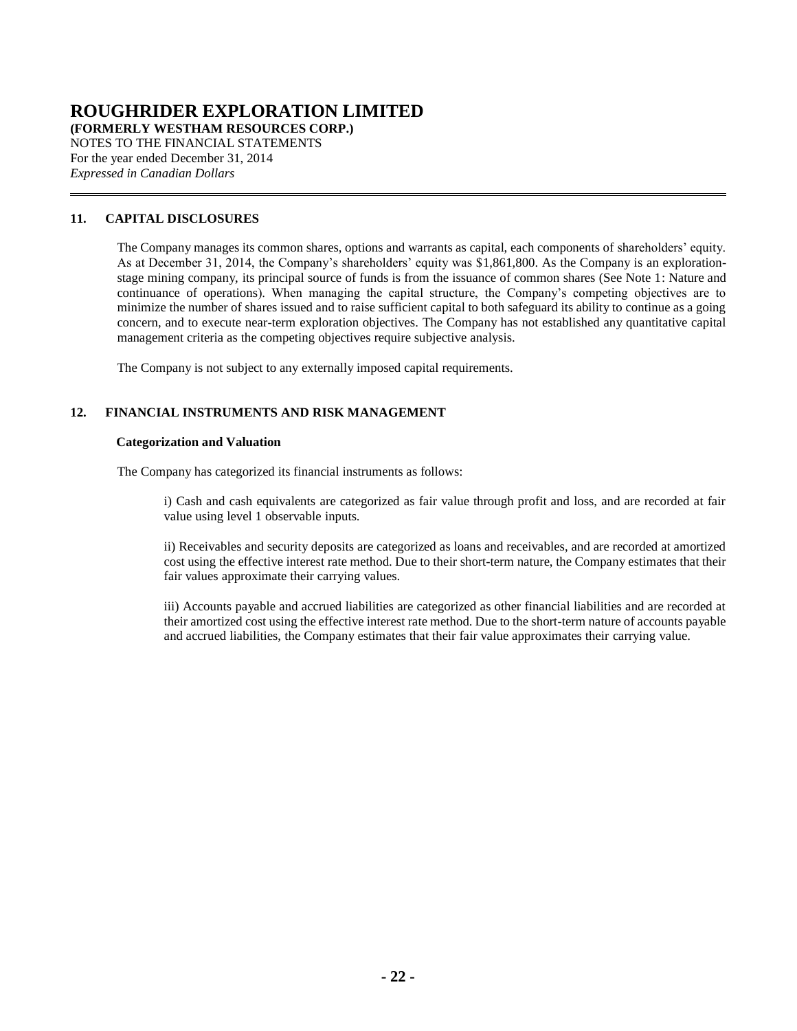## 11. CAPITAL DISCLOSURES

The Company manages its common shares, options and warrants as capital, each components of shareholders' equity. As at December 31, 2014, the Company's shareholders' equity was $1,861,800. As the Company is an exploration-stage mining company, its principal source of funds is from the issuance of common shares (See Note 1: Nature and continuance of operations). When managing the capital structure, the Company's competing objectives are to minimize the number of shares issued and to raise sufficient capital to both safeguard its ability to continue as a going concern, and to execute near-term exploration objectives. The Company has not established any quantitative capital management criteria as the competing objectives require subjective analysis.

The Company is not subject to any externally imposed capital requirements.

## 12. FINANCIAL INSTRUMENTS AND RISK MANAGEMENT

### Categorization and Valuation

The Company has categorized its financial instruments as follows:

i) Cash and cash equivalents are categorized as fair value through profit and loss, and are recorded at fair value using level 1 observable inputs.

ii) Receivables and security deposits are categorized as loans and receivables, and are recorded at amortized cost using the effective interest rate method. Due to their short-term nature, the Company estimates that their fair values approximate their carrying values.

iii) Accounts payable and accrued liabilities are categorized as other financial liabilities and are recorded at their amortized cost using the effective interest rate method. Due to the short-term nature of accounts payable and accrued liabilities, the Company estimates that their fair value approximates their carrying value.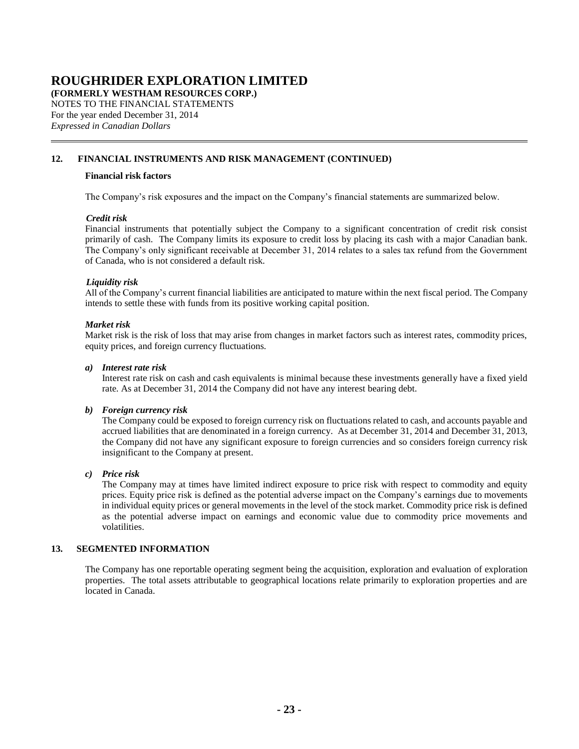## 12. FINANCIAL INSTRUMENTS AND RISK MANAGEMENT (CONTINUED)

**Financial risk factors**

The Company's risk exposures and the impact on the Company's financial statements are summarized below.

***Credit risk***

Financial instruments that potentially subject the Company to a significant concentration of credit risk consist primarily of cash. The Company limits its exposure to credit loss by placing its cash with a major Canadian bank. The Company's only significant receivable at December 31, 2014 relates to a sales tax refund from the Government of Canada, who is not considered a default risk.

***Liquidity risk***

All of the Company's current financial liabilities are anticipated to mature within the next fiscal period. The Company intends to settle these with funds from its positive working capital position.

***Market risk***

Market risk is the risk of loss that may arise from changes in market factors such as interest rates, commodity prices, equity prices, and foreign currency fluctuations.

***a) Interest rate risk***

Interest rate risk on cash and cash equivalents is minimal because these investments generally have a fixed yield rate. As at December 31, 2014 the Company did not have any interest bearing debt.

***b) Foreign currency risk***

The Company could be exposed to foreign currency risk on fluctuations related to cash, and accounts payable and accrued liabilities that are denominated in a foreign currency. As at December 31, 2014 and December 31, 2013, the Company did not have any significant exposure to foreign currencies and so considers foreign currency risk insignificant to the Company at present.

***c) Price risk***

The Company may at times have limited indirect exposure to price risk with respect to commodity and equity prices. Equity price risk is defined as the potential adverse impact on the Company's earnings due to movements in individual equity prices or general movements in the level of the stock market. Commodity price risk is defined as the potential adverse impact on earnings and economic value due to commodity price movements and volatilities.

## 13. SEGMENTED INFORMATION

The Company has one reportable operating segment being the acquisition, exploration and evaluation of exploration properties. The total assets attributable to geographical locations relate primarily to exploration properties and are located in Canada.